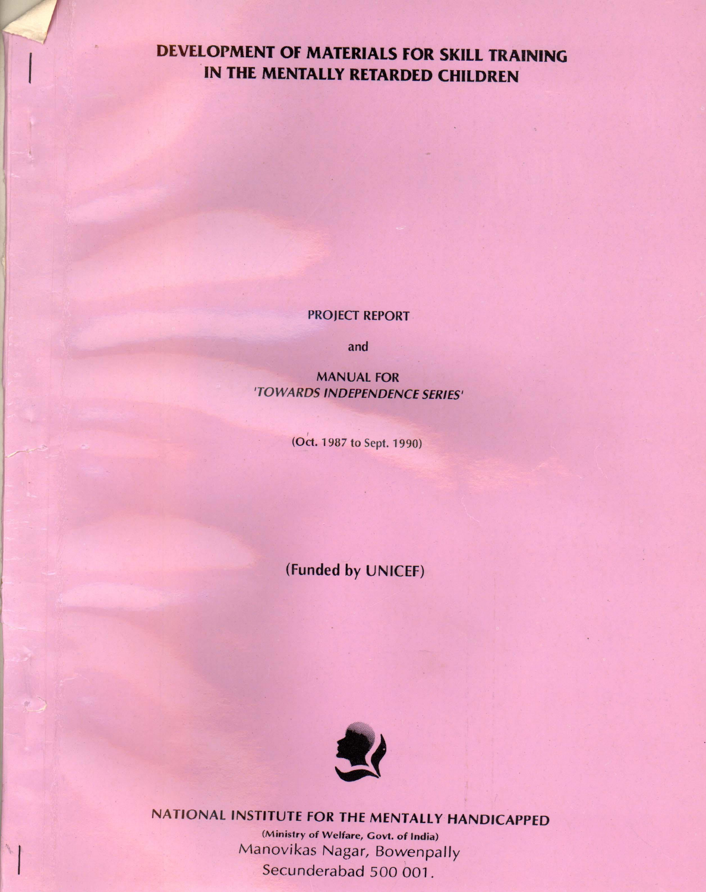# DEVELOPMENT OF MATERIALS FOR SKILL TRAINING IN THE MENTALLY RETARDED CHILDREN

PROJECT REPORT

and

MANUAL FOR
*'TOWARDS INDEPENDENCE SERIES'*

(Oct. 1987 to Sept. 1990)

(Funded by UNICEF)

NATIONAL INSTITUTE FOR THE MENTALLY HANDICAPPED
(Ministry of Welfare, Govt. of India)
Manovikas Nagar, Bowenpally
Secunderabad 500 001.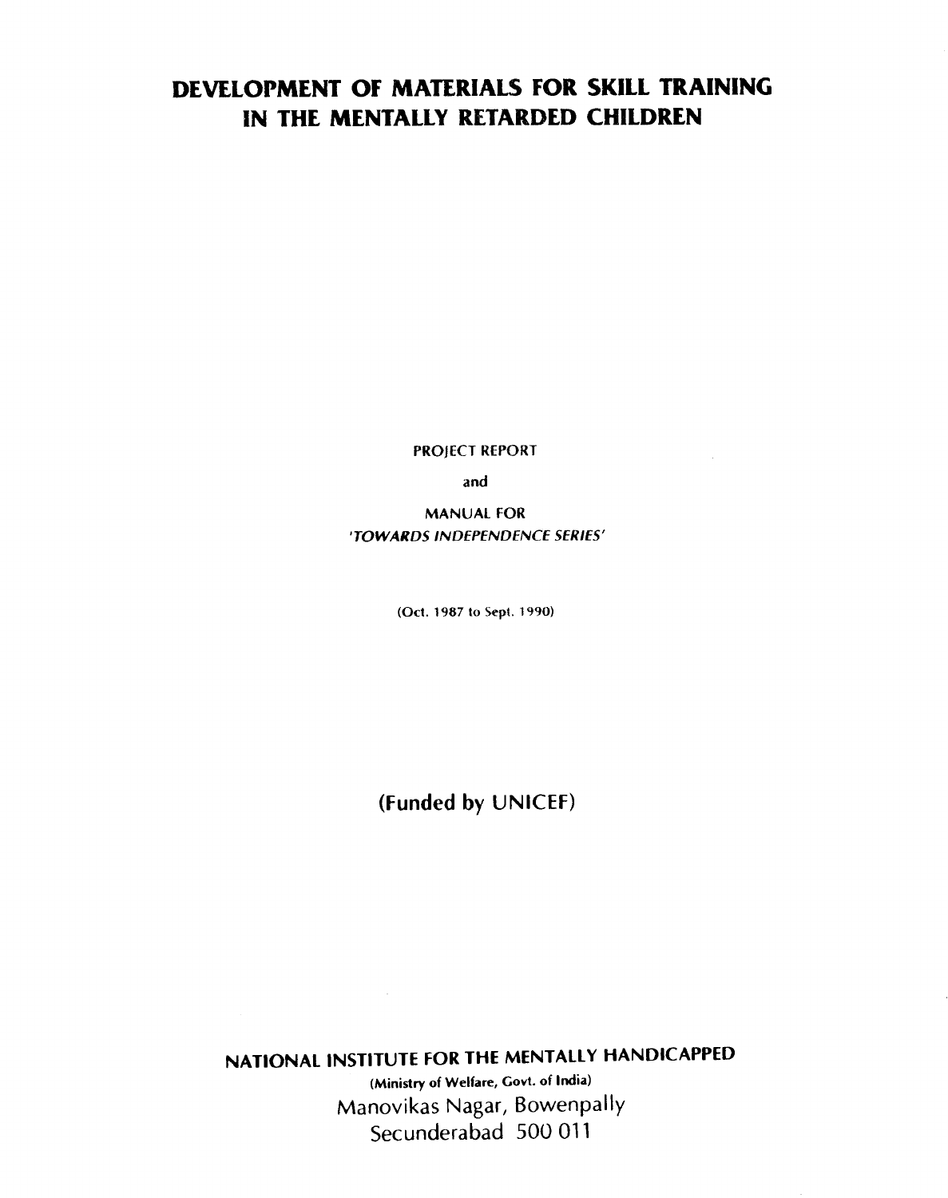# DEVELOPMENT OF MATERIALS FOR SKILL TRAINING IN THE MENTALLY RETARDED CHILDREN

PROJECT REPORT

and

MANUAL FOR

*'TOWARDS INDEPENDENCE SERIES'*

(Oct. 1987 to Sept. 1990)

**(Funded by UNICEF)**

**NATIONAL INSTITUTE FOR THE MENTALLY HANDICAPPED**

(Ministry of Welfare, Govt. of India)

Manovikas Nagar, Bowenpally

Secunderabad 500 011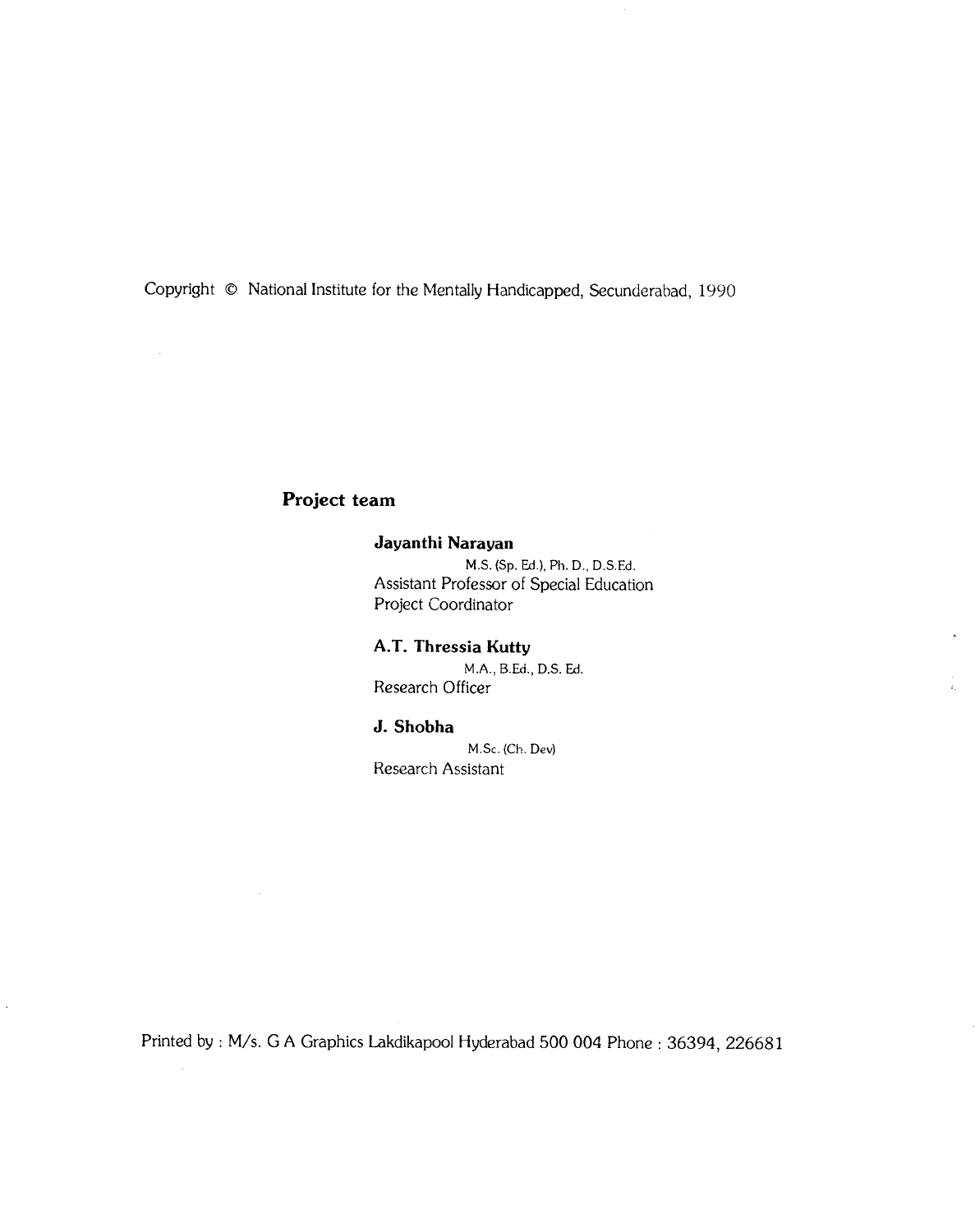Copyright © National Institute for the Mentally Handicapped, Secunderabad, 1990

## Project team

**Jayanthi Narayan**
M.S. (Sp. Ed.), Ph. D., D.S.Ed.
Assistant Professor of Special Education
Project Coordinator

**A.T. Thressia Kutty**
M.A., B.Ed., D.S. Ed.
Research Officer

**J. Shobha**
M.Sc. (Ch. Dev)
Research Assistant

Printed by : M/s. G A Graphics Lakdikapool Hyderabad 500 004 Phone : 36394, 226681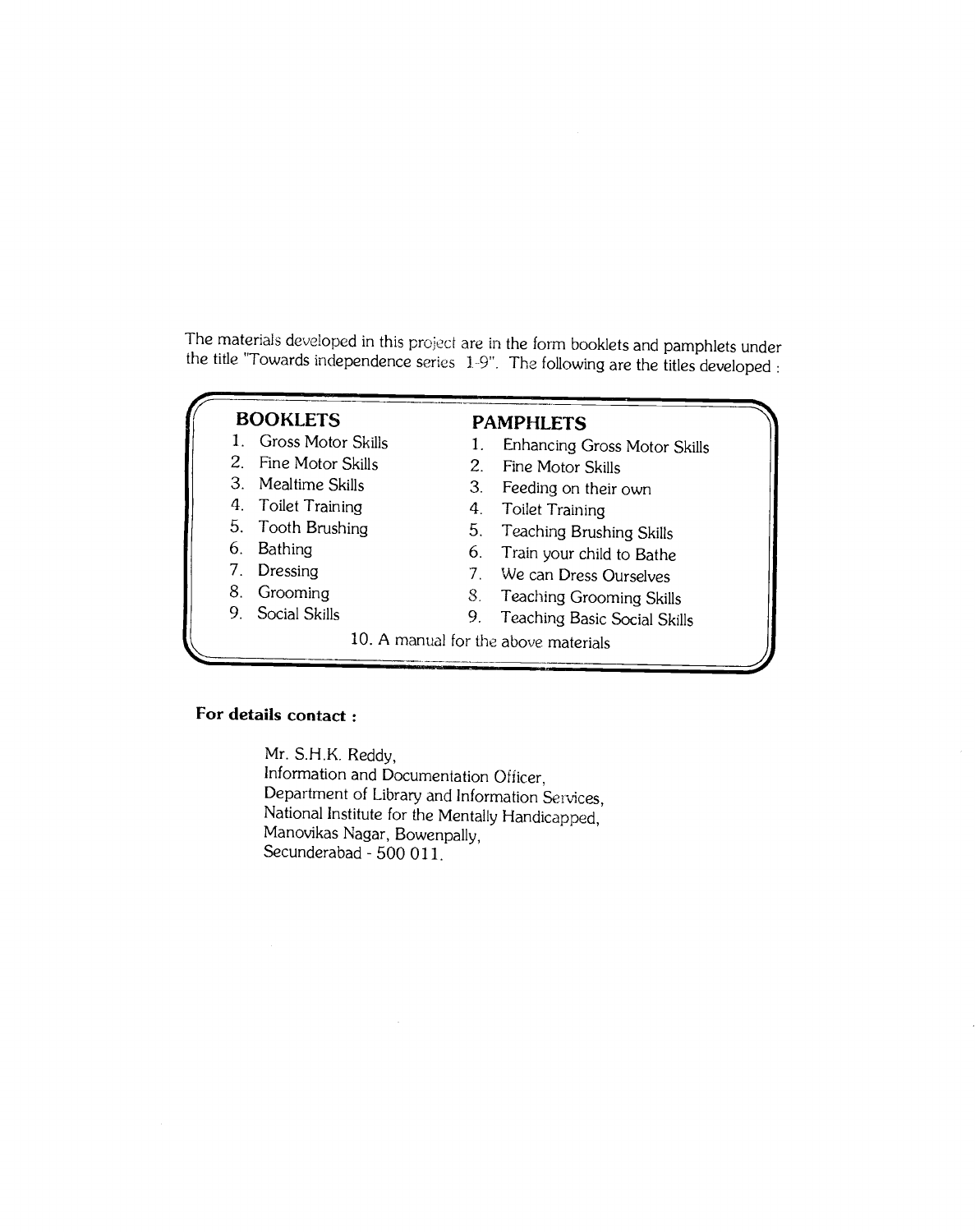The materials developed in this project are in the form booklets and pamphlets under the title "Towards independence series 1-9". The following are the titles developed :

| BOOKLETS | PAMPHLETS |
|---|---|
| 1. Gross Motor Skills | 1. Enhancing Gross Motor Skills |
| 2. Fine Motor Skills | 2. Fine Motor Skills |
| 3. Mealtime Skills | 3. Feeding on their own |
| 4. Toilet Training | 4. Toilet Training |
| 5. Tooth Brushing | 5. Teaching Brushing Skills |
| 6. Bathing | 6. Train your child to Bathe |
| 7. Dressing | 7. We can Dress Ourselves |
| 8. Grooming | 8. Teaching Grooming Skills |
| 9. Social Skills | 9. Teaching Basic Social Skills |

10. A manual for the above materials

**For details contact :**

Mr. S.H.K. Reddy,
Information and Documentation Officer,
Department of Library and Information Services,
National Institute for the Mentally Handicapped,
Manovikas Nagar, Bowenpally,
Secunderabad - 500 011.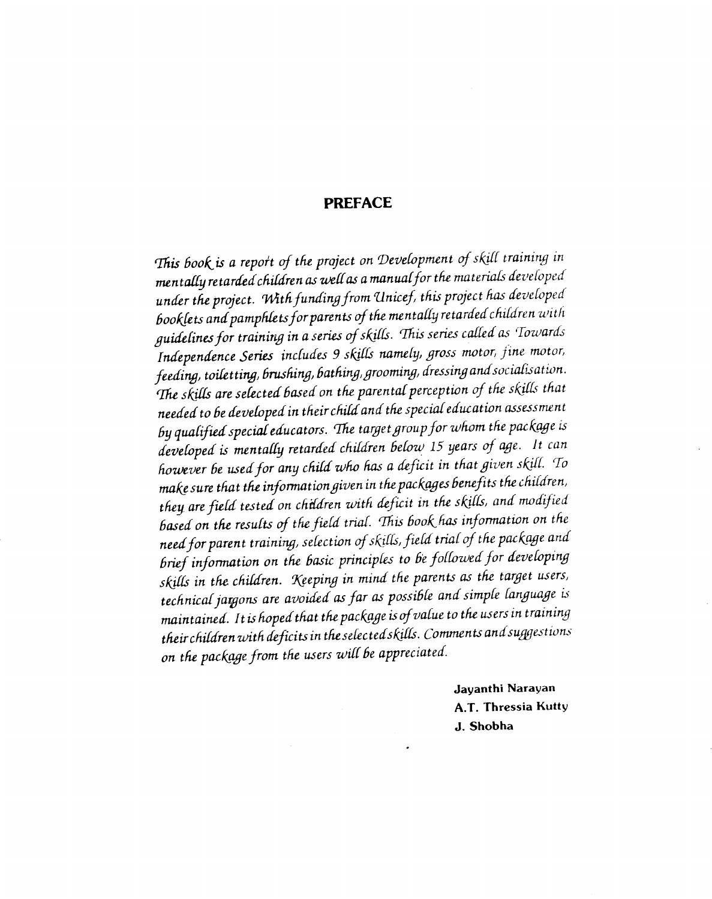# PREFACE

*This book is a report of the project on Development of skill training in mentally retarded children as well as a manual for the materials developed under the project. With funding from Unicef, this project has developed booklets and pamphlets for parents of the mentally retarded children with guidelines for training in a series of skills. This series called as 'Towards Independence Series includes 9 skills namely, gross motor, fine motor, feeding, toiletting, brushing, bathing, grooming, dressing and socialisation. The skills are selected based on the parental perception of the skills that needed to be developed in their child and the special education assessment by qualified special educators. The target group for whom the package is developed is mentally retarded children below 15 years of age. It can however be used for any child who has a deficit in that given skill. To make sure that the information given in the packages benefits the children, they are field tested on children with deficit in the skills, and modified based on the results of the field trial. This book has information on the need for parent training, selection of skills, field trial of the package and brief information on the basic principles to be followed for developing skills in the children. Keeping in mind the parents as the target users, technical jargons are avoided as far as possible and simple language is maintained. It is hoped that the package is of value to the users in training their children with deficits in the selected skills. Comments and suggestions on the package from the users will be appreciated.*

**Jayanthi Narayan**
**A.T. Thressia Kutty**
**J. Shobha**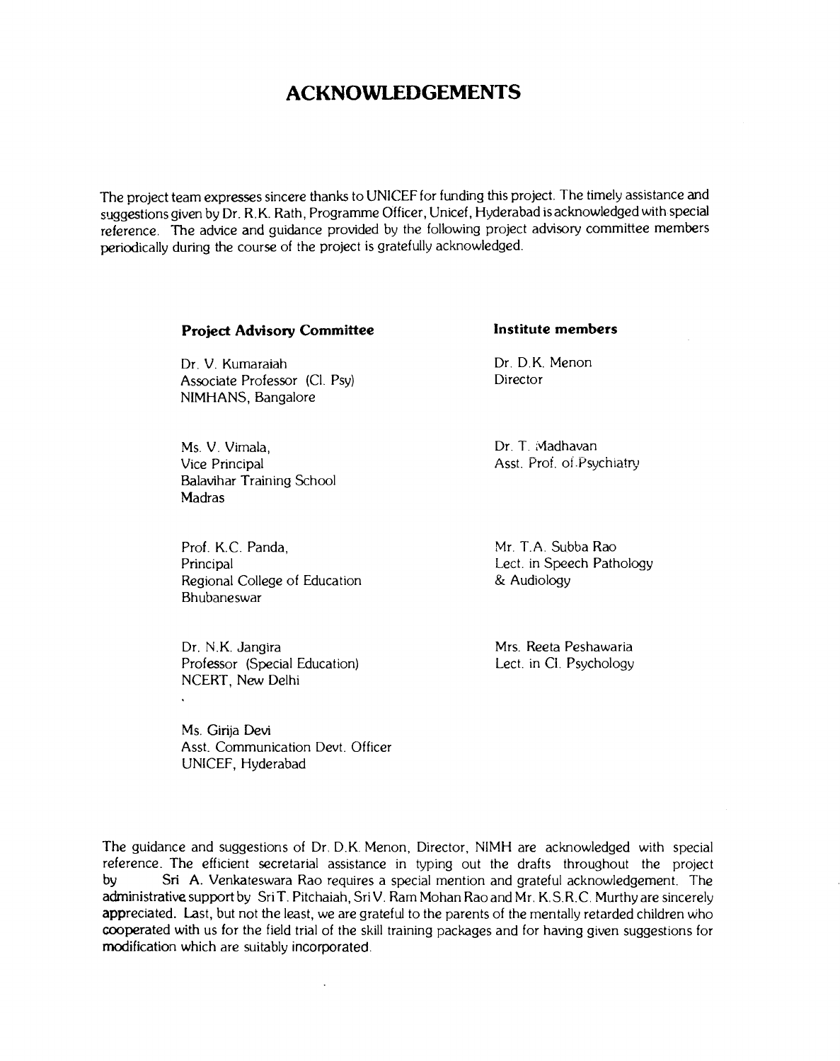# ACKNOWLEDGEMENTS

The project team expresses sincere thanks to UNICEF for funding this project. The timely assistance and suggestions given by Dr. R.K. Rath, Programme Officer, Unicef, Hyderabad is acknowledged with special reference. The advice and guidance provided by the following project advisory committee members periodically during the course of the project is gratefully acknowledged.

**Project Advisory Committee**

Dr. V. Kumaraiah
Associate Professor (Cl. Psy)
NIMHANS, Bangalore

Ms. V. Vimala,
Vice Principal
Balavihar Training School
Madras

Prof. K.C. Panda,
Principal
Regional College of Education
Bhubaneswar

Dr. N.K. Jangira
Professor (Special Education)
NCERT, New Delhi

Ms. Girija Devi
Asst. Communication Devt. Officer
UNICEF, Hyderabad

**Institute members**

Dr. D.K. Menon
Director

Dr. T. Madhavan
Asst. Prof. of Psychiatry

Mr. T.A. Subba Rao
Lect. in Speech Pathology
& Audiology

Mrs. Reeta Peshawaria
Lect. in Cl. Psychology

The guidance and suggestions of Dr. D.K. Menon, Director, NIMH are acknowledged with special reference. The efficient secretarial assistance in typing out the drafts throughout the project by Sri A. Venkateswara Rao requires a special mention and grateful acknowledgement. The administrative support by Sri T. Pitchaiah, Sri V. Ram Mohan Rao and Mr. K.S.R.C. Murthy are sincerely appreciated. Last, but not the least, we are grateful to the parents of the mentally retarded children who cooperated with us for the field trial of the skill training packages and for having given suggestions for modification which are suitably incorporated.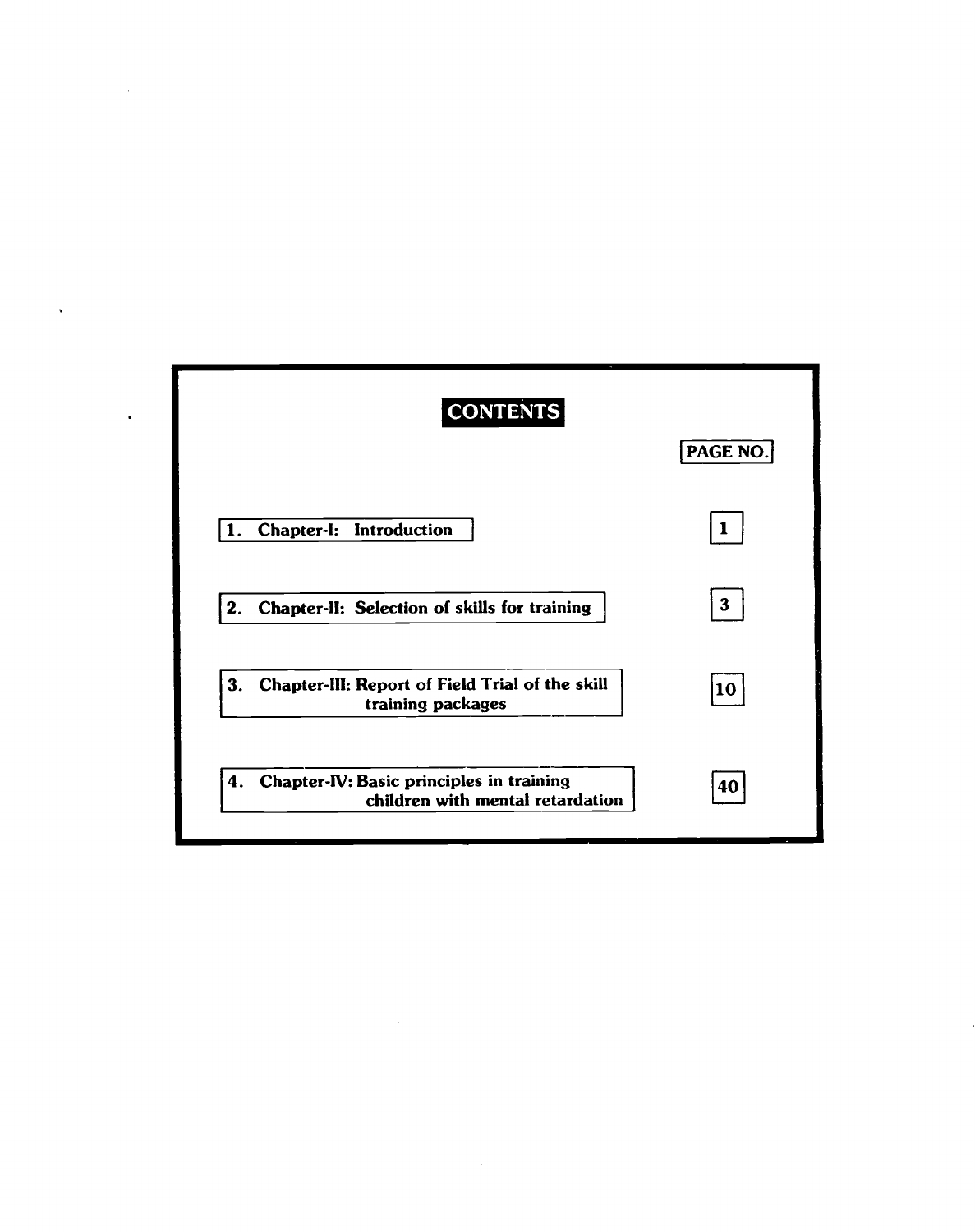# CONTENTS

| | PAGE NO. |
|---|---|
| 1. Chapter-I: Introduction | 1 |
| 2. Chapter-II: Selection of skills for training | 3 |
| 3. Chapter-III: Report of Field Trial of the skill training packages | 10 |
| 4. Chapter-IV: Basic principles in training children with mental retardation | 40 |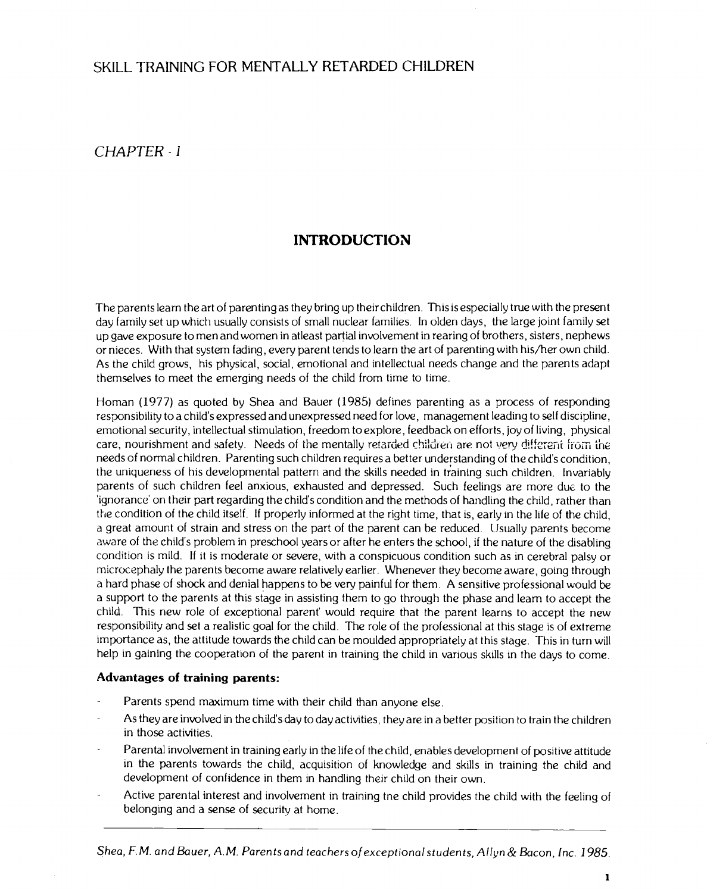# SKILL TRAINING FOR MENTALLY RETARDED CHILDREN

*CHAPTER - I*

## INTRODUCTION

The parents learn the art of parenting as they bring up their children. This is especially true with the present day family set up which usually consists of small nuclear families. In olden days, the large joint family set up gave exposure to men and women in atleast partial involvement in rearing of brothers, sisters, nephews or nieces. With that system fading, every parent tends to learn the art of parenting with his/her own child. As the child grows, his physical, social, emotional and intellectual needs change and the parents adapt themselves to meet the emerging needs of the child from time to time.

Homan (1977) as quoted by Shea and Bauer (1985) defines parenting as a process of responding responsibility to a child's expressed and unexpressed need for love, management leading to self discipline, emotional security, intellectual stimulation, freedom to explore, feedback on efforts, joy of living, physical care, nourishment and safety. Needs of the mentally retarded children are not very different from the needs of normal children. Parenting such children requires a better understanding of the child's condition, the uniqueness of his developmental pattern and the skills needed in training such children. Invariably parents of such children feel anxious, exhausted and depressed. Such feelings are more due to the 'ignorance' on their part regarding the child's condition and the methods of handling the child, rather than the condition of the child itself. If properly informed at the right time, that is, early in the life of the child, a great amount of strain and stress on the part of the parent can be reduced. Usually parents become aware of the child's problem in preschool years or after he enters the school, if the nature of the disabling condition is mild. If it is moderate or severe, with a conspicuous condition such as in cerebral palsy or microcephaly the parents become aware relatively earlier. Whenever they become aware, going through a hard phase of shock and denial happens to be very painful for them. A sensitive professional would be a support to the parents at this stage in assisting them to go through the phase and learn to accept the child. This new role of exceptional parent' would require that the parent learns to accept the new responsibility and set a realistic goal for the child. The role of the professional at this stage is of extreme importance as, the attitude towards the child can be moulded appropriately at this stage. This in turn will help in gaining the cooperation of the parent in training the child in various skills in the days to come.

**Advantages of training parents:**

- Parents spend maximum time with their child than anyone else.
- As they are involved in the child's day to day activities, they are in a better position to train the children in those activities.
- Parental involvement in training early in the life of the child, enables development of positive attitude in the parents towards the child, acquisition of knowledge and skills in training the child and development of confidence in them in handling their child on their own.
- Active parental interest and involvement in training tne child provides the child with the feeling of belonging and a sense of security at home.

---

*Shea, F.M. and Bauer, A.M. Parents and teachers of exceptional students, Allyn & Bacon, Inc. 1985.*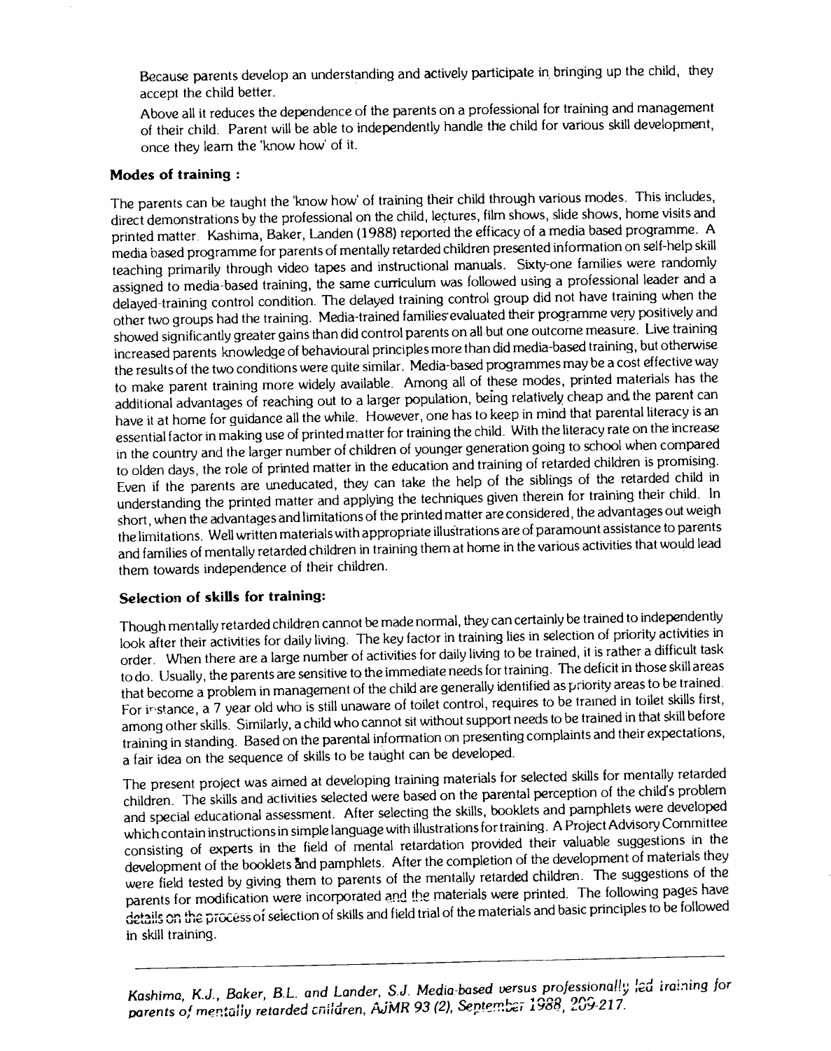Because parents develop an understanding and actively participate in bringing up the child, they accept the child better.

Above all it reduces the dependence of the parents on a professional for training and management of their child. Parent will be able to independently handle the child for various skill development, once they learn the 'know how' of it.

**Modes of training :**

The parents can be taught the 'know how' of training their child through various modes. This includes, direct demonstrations by the professional on the child, lectures, film shows, slide shows, home visits and printed matter. Kashima, Baker, Landen (1988) reported the efficacy of a media based programme. A media based programme for parents of mentally retarded children presented information on self-help skill teaching primarily through video tapes and instructional manuals. Sixty-one families were randomly assigned to media-based training, the same curriculum was followed using a professional leader and a delayed-training control condition. The delayed training control group did not have training when the other two groups had the training. Media-trained families evaluated their programme very positively and showed significantly greater gains than did control parents on all but one outcome measure. Live training increased parents knowledge of behavioural principles more than did media-based training, but otherwise the results of the two conditions were quite similar. Media-based programmes may be a cost effective way to make parent training more widely available. Among all of these modes, printed materials has the additional advantages of reaching out to a larger population, being relatively cheap and the parent can have it at home for guidance all the while. However, one has to keep in mind that parental literacy is an essential factor in making use of printed matter for training the child. With the literacy rate on the increase in the country and the larger number of children of younger generation going to school when compared to olden days, the role of printed matter in the education and training of retarded children is promising. Even if the parents are uneducated, they can take the help of the siblings of the retarded child in understanding the printed matter and applying the techniques given therein for training their child. In short, when the advantages and limitations of the printed matter are considered, the advantages out weigh the limitations. Well written materials with appropriate illustrations are of paramount assistance to parents and families of mentally retarded children in training them at home in the various activities that would lead them towards independence of their children.

**Selection of skills for training:**

Though mentally retarded children cannot be made normal, they can certainly be trained to independently look after their activities for daily living. The key factor in training lies in selection of priority activities in order. When there are a large number of activities for daily living to be trained, it is rather a difficult task to do. Usually, the parents are sensitive to the immediate needs for training. The deficit in those skill areas that become a problem in management of the child are generally identified as priority areas to be trained. For instance, a 7 year old who is still unaware of toilet control, requires to be trained in toilet skills first, among other skills. Similarly, a child who cannot sit without support needs to be trained in that skill before training in standing. Based on the parental information on presenting complaints and their expectations, a fair idea on the sequence of skills to be taught can be developed.

The present project was aimed at developing training materials for selected skills for mentally retarded children. The skills and activities selected were based on the parental perception of the child's problem and special educational assessment. After selecting the skills, booklets and pamphlets were developed which contain instructions in simple language with illustrations for training. A Project Advisory Committee consisting of experts in the field of mental retardation provided their valuable suggestions in the development of the booklets and pamphlets. After the completion of the development of materials they were field tested by giving them to parents of the mentally retarded children. The suggestions of the parents for modification were incorporated and the materials were printed. The following pages have details on the process of selection of skills and field trial of the materials and basic principles to be followed in skill training.

---

*Kashima, K.J., Baker, B.L. and Lander, S.J. Media-based versus professionally led training for parents of mentally retarded children, AJMR 93 (2), September 1988, 209-217.*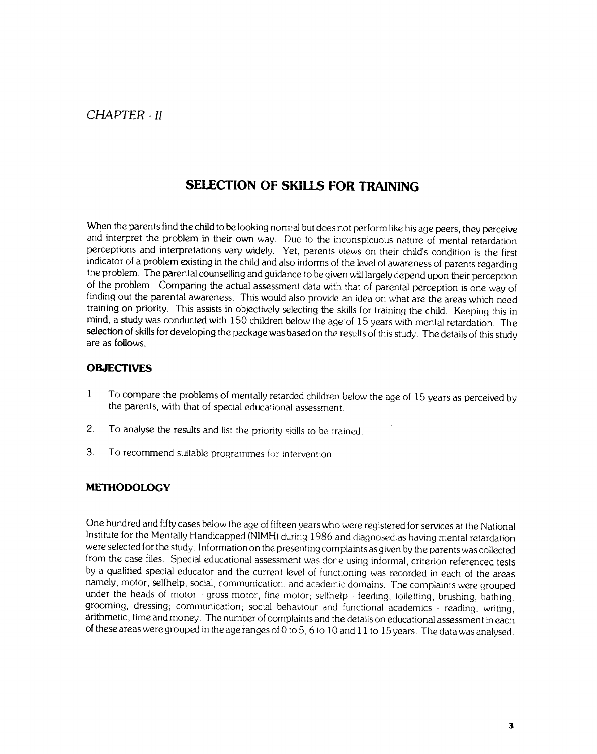*CHAPTER - II*

# SELECTION OF SKILLS FOR TRAINING

When the parents find the child to be looking normal but does not perform like his age peers, they perceive and interpret the problem in their own way. Due to the inconspicuous nature of mental retardation perceptions and interpretations vary widely. Yet, parents views on their child's condition is the first indicator of a problem existing in the child and also informs of the level of awareness of parents regarding the problem. The parental counselling and guidance to be given will largely depend upon their perception of the problem. Comparing the actual assessment data with that of parental perception is one way of finding out the parental awareness. This would also provide an idea on what are the areas which need training on priority. This assists in objectively selecting the skills for training the child. Keeping this in mind, a study was conducted with 150 children below the age of 15 years with mental retardation. The selection of skills for developing the package was based on the results of this study. The details of this study are as follows.

## OBJECTIVES

1. To compare the problems of mentally retarded children below the age of 15 years as perceived by the parents, with that of special educational assessment.

2. To analyse the results and list the priority skills to be trained.

3. To recommend suitable programmes for intervention.

## METHODOLOGY

One hundred and fifty cases below the age of fifteen years who were registered for services at the National Institute for the Mentally Handicapped (NIMH) during 1986 and diagnosed as having mental retardation were selected for the study. Information on the presenting complaints as given by the parents was collected from the case files. Special educational assessment was done using informal, criterion referenced tests by a qualified special educator and the current level of functioning was recorded in each of the areas namely, motor, selfhelp, social, communication, and academic domains. The complaints were grouped under the heads of motor - gross motor, fine motor; selfhelp - feeding, toiletting, brushing, bathing, grooming, dressing; communication; social behaviour and functional academics - reading, writing, arithmetic, time and money. The number of complaints and the details on educational assessment in each of these areas were grouped in the age ranges of 0 to 5, 6 to 10 and 11 to 15 years. The data was analysed.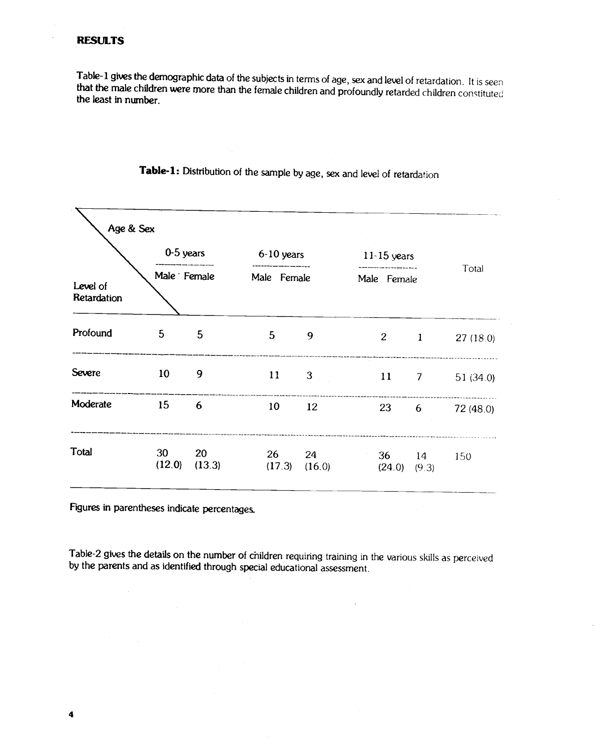## RESULTS

Table-1 gives the demographic data of the subjects in terms of age, sex and level of retardation. It is seen that the male children were more than the female children and profoundly retarded children constituted the least in number.

**Table-1:** Distribution of the sample by age, sex and level of retardation

| Level of Retardation \ Age & Sex | 0-5 years | | 6-10 years | | 11-15 years | | Total |
|---|---|---|---|---|---|---|---|
| | Male | Female | Male | Female | Male | Female | |
| Profound | 5 | 5 | 5 | 9 | 2 | 1 | 27 (18.0) |
| Severe | 10 | 9 | 11 | 3 | 11 | 7 | 51 (34.0) |
| Moderate | 15 | 6 | 10 | 12 | 23 | 6 | 72 (48.0) |
| Total | 30 (12.0) | 20 (13.3) | 26 (17.3) | 24 (16.0) | 36 (24.0) | 14 (9.3) | 150 |

Figures in parentheses indicate percentages.

Table-2 gives the details on the number of children requiring training in the various skills as perceived by the parents and as identified through special educational assessment.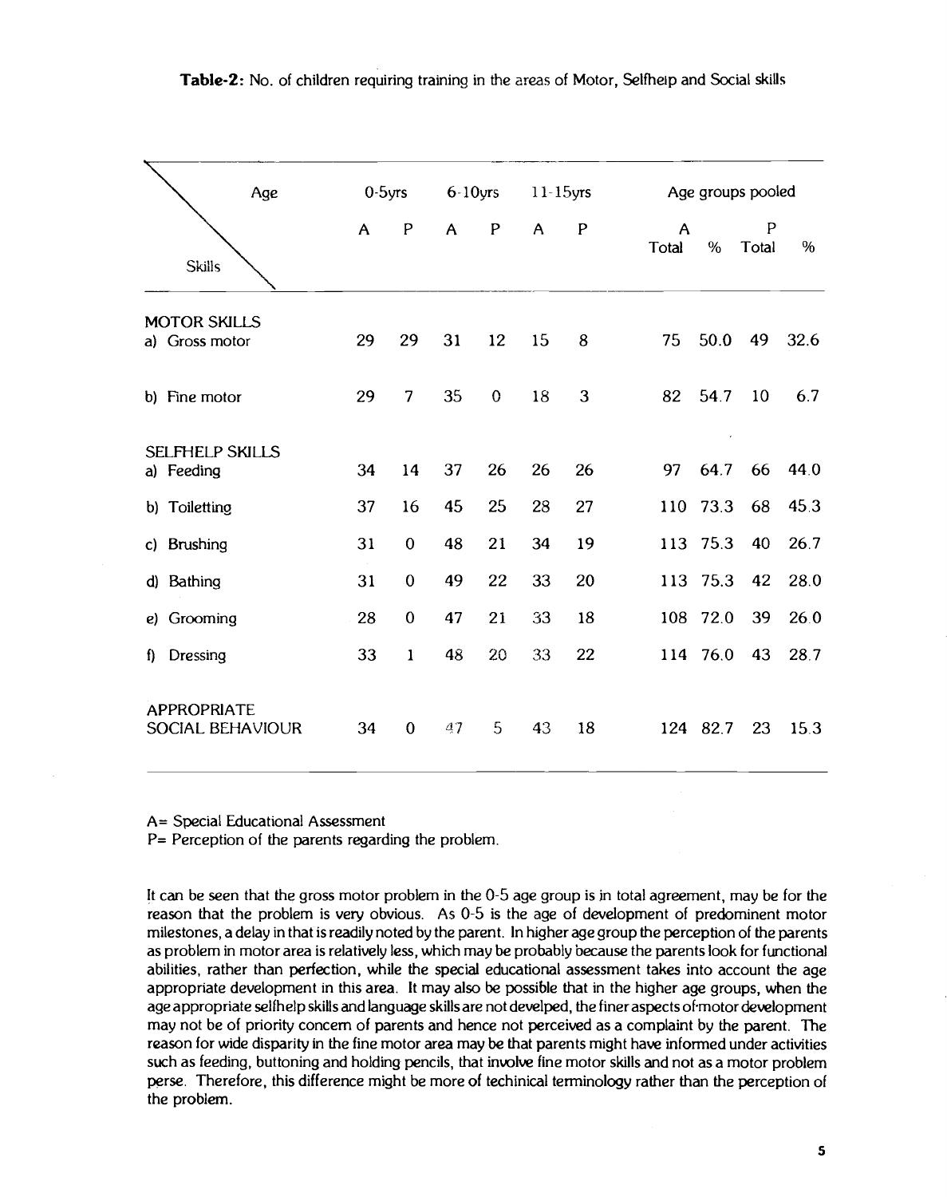**Table-2:** No. of children requiring training in the areas of Motor, Selfhelp and Social skills

| Skills \ Age | 0-5yrs | | 6-10yrs | | 11-15yrs | | Age groups pooled | | | |
|---|---|---|---|---|---|---|---|---|---|---|
| | A | P | A | P | A | P | A Total | % | P Total | % |
| **MOTOR SKILLS** | | | | | | | | | | |
| a) Gross motor | 29 | 29 | 31 | 12 | 15 | 8 | 75 | 50.0 | 49 | 32.6 |
| b) Fine motor | 29 | 7 | 35 | 0 | 18 | 3 | 82 | 54.7 | 10 | 6.7 |
| **SELFHELP SKILLS** | | | | | | | | | | |
| a) Feeding | 34 | 14 | 37 | 26 | 26 | 26 | 97 | 64.7 | 66 | 44.0 |
| b) Toiletting | 37 | 16 | 45 | 25 | 28 | 27 | 110 | 73.3 | 68 | 45.3 |
| c) Brushing | 31 | 0 | 48 | 21 | 34 | 19 | 113 | 75.3 | 40 | 26.7 |
| d) Bathing | 31 | 0 | 49 | 22 | 33 | 20 | 113 | 75.3 | 42 | 28.0 |
| e) Grooming | 28 | 0 | 47 | 21 | 33 | 18 | 108 | 72.0 | 39 | 26.0 |
| f) Dressing | 33 | 1 | 48 | 20 | 33 | 22 | 114 | 76.0 | 43 | 28.7 |
| **APPROPRIATE SOCIAL BEHAVIOUR** | 34 | 0 | 47 | 5 | 43 | 18 | 124 | 82.7 | 23 | 15.3 |

A= Special Educational Assessment
P= Perception of the parents regarding the problem.

It can be seen that the gross motor problem in the 0-5 age group is in total agreement, may be for the reason that the problem is very obvious. As 0-5 is the age of development of predominent motor milestones, a delay in that is readily noted by the parent. In higher age group the perception of the parents as problem in motor area is relatively less, which may be probably because the parents look for functional abilities, rather than perfection, while the special educational assessment takes into account the age appropriate development in this area. It may also be possible that in the higher age groups, when the age appropriate selfhelp skills and language skills are not develped, the finer aspects of motor development may not be of priority concern of parents and hence not perceived as a complaint by the parent. The reason for wide disparity in the fine motor area may be that parents might have informed under activities such as feeding, buttoning and holding pencils, that involve fine motor skills and not as a motor problem perse. Therefore, this difference might be more of techinical terminology rather than the perception of the problem.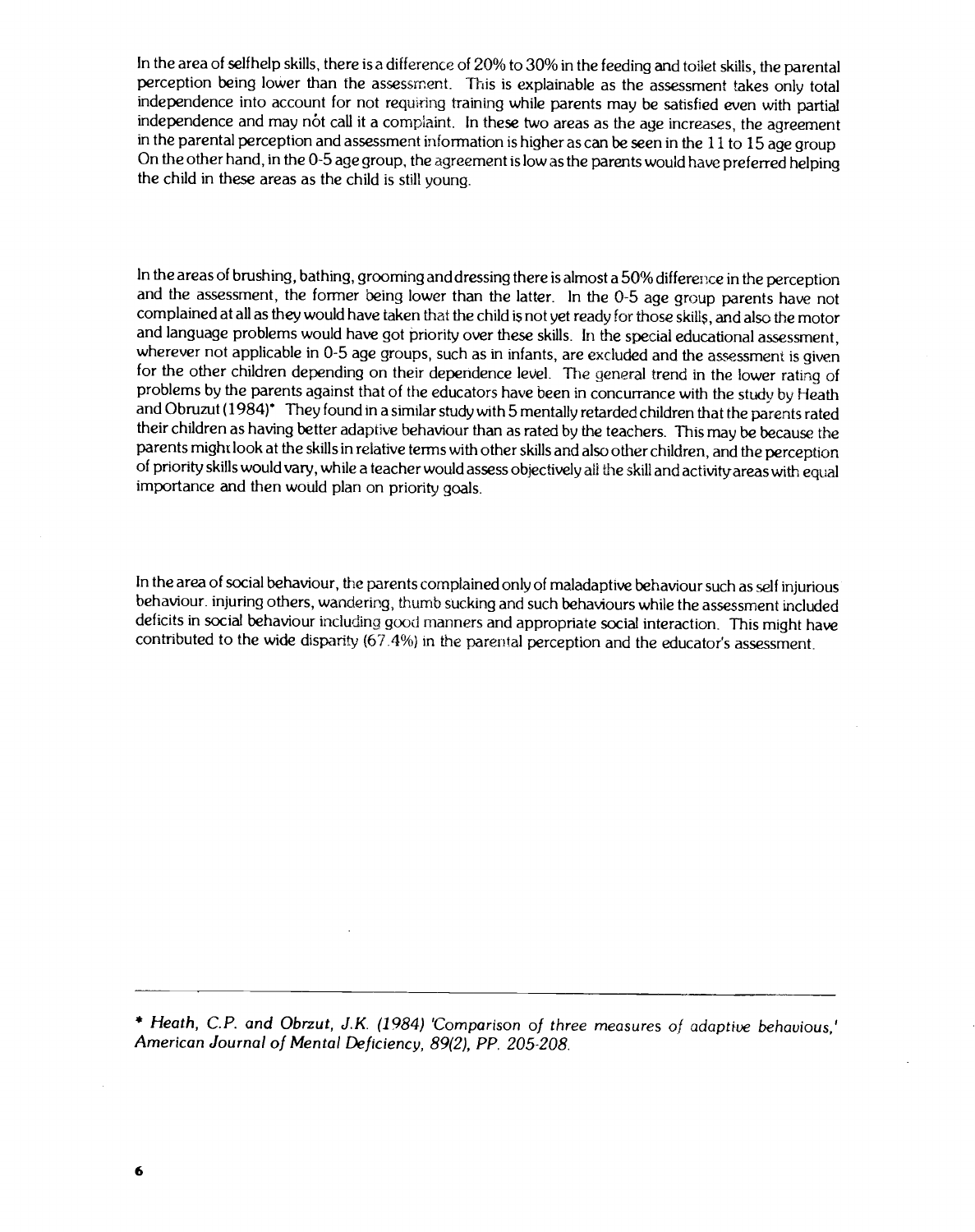In the area of selfhelp skills, there is a difference of 20% to 30% in the feeding and toilet skills, the parental perception being lower than the assessment. This is explainable as the assessment takes only total independence into account for not requiring training while parents may be satisfied even with partial independence and may nót call it a complaint. In these two areas as the age increases, the agreement in the parental perception and assessment information is higher as can be seen in the 11 to 15 age group On the other hand, in the 0-5 age group, the agreement is low as the parents would have preferred helping the child in these areas as the child is still young.

In the areas of brushing, bathing, grooming and dressing there is almost a 50% difference in the perception and the assessment, the former being lower than the latter. In the 0-5 age group parents have not complained at all as they would have taken that the child is not yet ready for those skills, and also the motor and language problems would have got priority over these skills. In the special educational assessment, wherever not applicable in 0-5 age groups, such as in infants, are excluded and the assessment is given for the other children depending on their dependence level. The general trend in the lower rating of problems by the parents against that of the educators have been in concurrance with the study by Heath and Obruzut (1984)* They found in a similar study with 5 mentally retarded children that the parents rated their children as having better adaptive behaviour than as rated by the teachers. This may be because the parents might look at the skills in relative terms with other skills and also other children, and the perception of priority skills would vary, while a teacher would assess objectively all the skill and activity areas with equal importance and then would plan on priority goals.

In the area of social behaviour, the parents complained only of maladaptive behaviour such as self injurious behaviour. injuring others, wandering, thumb sucking and such behaviours while the assessment included deficits in social behaviour including good manners and appropriate social interaction. This might have contributed to the wide disparity (67.4%) in the parental perception and the educator's assessment.

---

* *Heath, C.P. and Obrzut, J.K. (1984) 'Comparison of three measures of adaptive behavious,' American Journal of Mental Deficiency, 89(2), PP. 205-208.*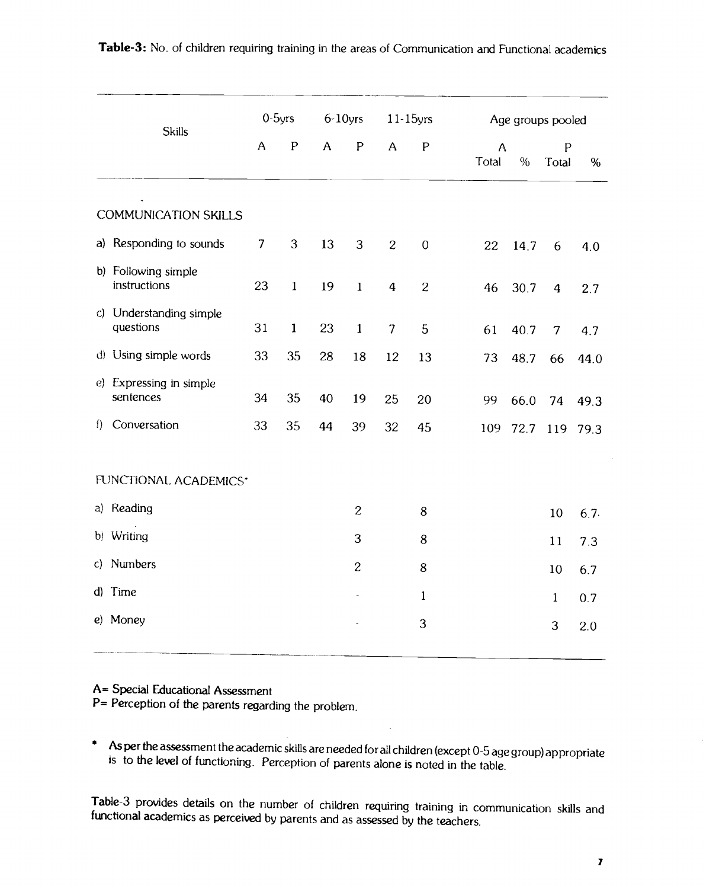**Table-3:** No. of children requiring training in the areas of Communication and Functional academics

| Skills | 0-5yrs | | 6-10yrs | | 11-15yrs | | Age groups pooled | | | |
|---|---|---|---|---|---|---|---|---|---|---|
| | A | P | A | P | A | P | A Total | A % | P Total | P % |
| COMMUNICATION SKILLS | | | | | | | | | | |
| a) Responding to sounds | 7 | 3 | 13 | 3 | 2 | 0 | 22 | 14.7 | 6 | 4.0 |
| b) Following simple instructions | 23 | 1 | 19 | 1 | 4 | 2 | 46 | 30.7 | 4 | 2.7 |
| c) Understanding simple questions | 31 | 1 | 23 | 1 | 7 | 5 | 61 | 40.7 | 7 | 4.7 |
| d) Using simple words | 33 | 35 | 28 | 18 | 12 | 13 | 73 | 48.7 | 66 | 44.0 |
| e) Expressing in simple sentences | 34 | 35 | 40 | 19 | 25 | 20 | 99 | 66.0 | 74 | 49.3 |
| f) Conversation | 33 | 35 | 44 | 39 | 32 | 45 | 109 | 72.7 | 119 | 79.3 |
| FUNCTIONAL ACADEMICS* | | | | | | | | | | |
| a) Reading | | | | 2 | | 8 | | | 10 | 6.7 |
| b) Writing | | | | 3 | | 8 | | | 11 | 7.3 |
| c) Numbers | | | | 2 | | 8 | | | 10 | 6.7 |
| d) Time | | | | - | | 1 | | | 1 | 0.7 |
| e) Money | | | | - | | 3 | | | 3 | 2.0 |

A= Special Educational Assessment
P= Perception of the parents regarding the problem.

\* As per the assessment the academic skills are needed for all children (except 0-5 age group) appropriate is to the level of functioning. Perception of parents alone is noted in the table.

Table-3 provides details on the number of children requiring training in communication skills and functional academics as perceived by parents and as assessed by the teachers.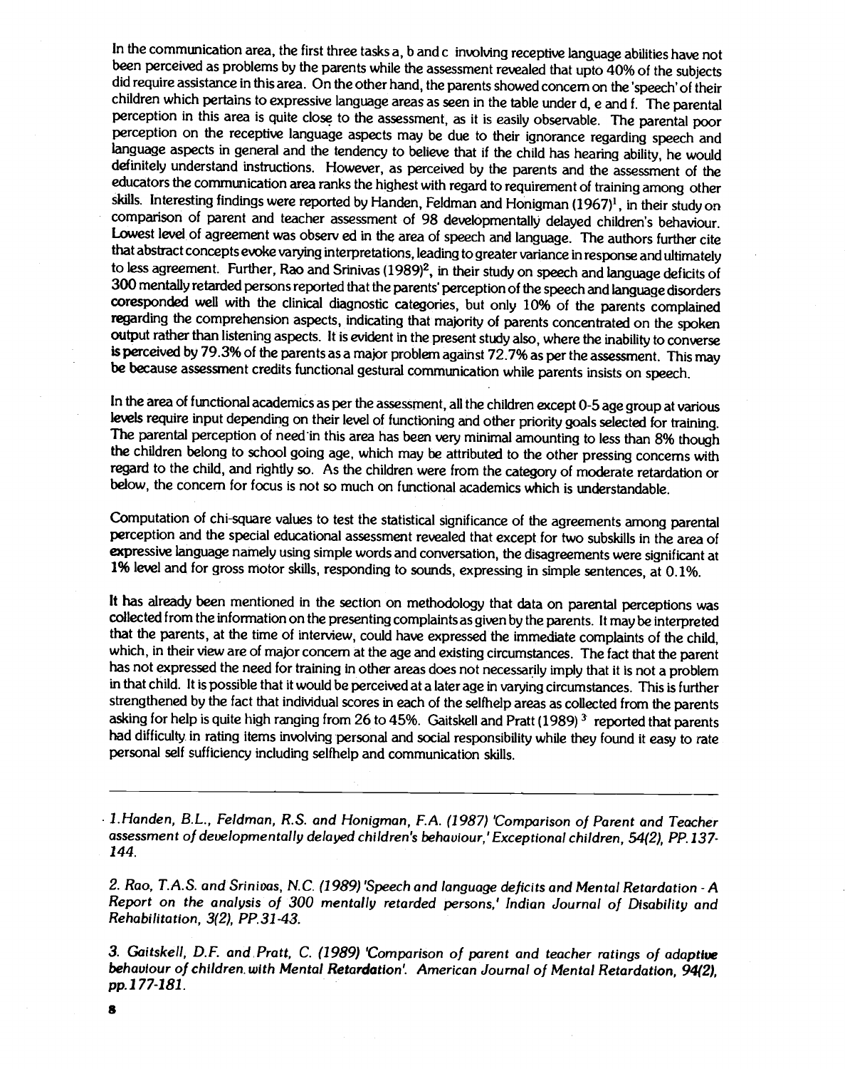In the communication area, the first three tasks a, b and c involving receptive language abilities have not been perceived as problems by the parents while the assessment revealed that upto 40% of the subjects did require assistance in this area. On the other hand, the parents showed concern on the 'speech' of their children which pertains to expressive language areas as seen in the table under d, e and f. The parental perception in this area is quite close to the assessment, as it is easily observable. The parental poor perception on the receptive language aspects may be due to their ignorance regarding speech and language aspects in general and the tendency to believe that if the child has hearing ability, he would definitely understand instructions. However, as perceived by the parents and the assessment of the educators the communication area ranks the highest with regard to requirement of training among other skills. Interesting findings were reported by Handen, Feldman and Honigman (1967)[1], in their study on comparison of parent and teacher assessment of 98 developmentally delayed children's behaviour. Lowest level of agreement was observ ed in the area of speech and language. The authors further cite that abstract concepts evoke varying interpretations, leading to greater variance in response and ultimately to less agreement. Further, Rao and Srinivas (1989)[2], in their study on speech and language deficits of 300 mentally retarded persons reported that the parents' perception of the speech and language disorders coresponded well with the clinical diagnostic categories, but only 10% of the parents complained regarding the comprehension aspects, indicating that majority of parents concentrated on the spoken output rather than listening aspects. It is evident in the present study also, where the inability to converse is perceived by 79.3% of the parents as a major problem against 72.7% as per the assessment. This may be because assessment credits functional gestural communication while parents insists on speech.

In the area of functional academics as per the assessment, all the children except 0-5 age group at various levels require input depending on their level of functioning and other priority goals selected for training. The parental perception of need in this area has been very minimal amounting to less than 8% though the children belong to school going age, which may be attributed to the other pressing concerns with regard to the child, and rightly so. As the children were from the category of moderate retardation or below, the concern for focus is not so much on functional academics which is understandable.

Computation of chi-square values to test the statistical significance of the agreements among parental perception and the special educational assessment revealed that except for two subskills in the area of expressive language namely using simple words and conversation, the disagreements were significant at 1% level and for gross motor skills, responding to sounds, expressing in simple sentences, at 0.1%.

It has already been mentioned in the section on methodology that data on parental perceptions was collected from the information on the presenting complaints as given by the parents. It may be interpreted that the parents, at the time of interview, could have expressed the immediate complaints of the child, which, in their view are of major concern at the age and existing circumstances. The fact that the parent has not expressed the need for training in other areas does not necessarily imply that it is not a problem in that child. It is possible that it would be perceived at a later age in varying circumstances. This is further strengthened by the fact that individual scores in each of the selfhelp areas as collected from the parents asking for help is quite high ranging from 26 to 45%. Gaitskell and Pratt (1989)[3] reported that parents had difficulty in rating items involving personal and social responsibility while they found it easy to rate personal self sufficiency including selfhelp and communication skills.

---

*1. Handen, B.L., Feldman, R.S. and Honigman, F.A. (1987) 'Comparison of Parent and Teacher assessment of developmentally delayed children's behaviour,' Exceptional children, 54(2), PP.137-144.*

*2. Rao, T.A.S. and Srinivas, N.C. (1989) 'Speech and language deficits and Mental Retardation - A Report on the analysis of 300 mentally retarded persons,' Indian Journal of Disability and Rehabilitation, 3(2), PP.31-43.*

*3. Gaitskell, D.F. and Pratt, C. (1989) 'Comparison of parent and teacher ratings of adaptive behaviour of children with Mental Retardation'. American Journal of Mental Retardation, 94(2), pp.177-181.*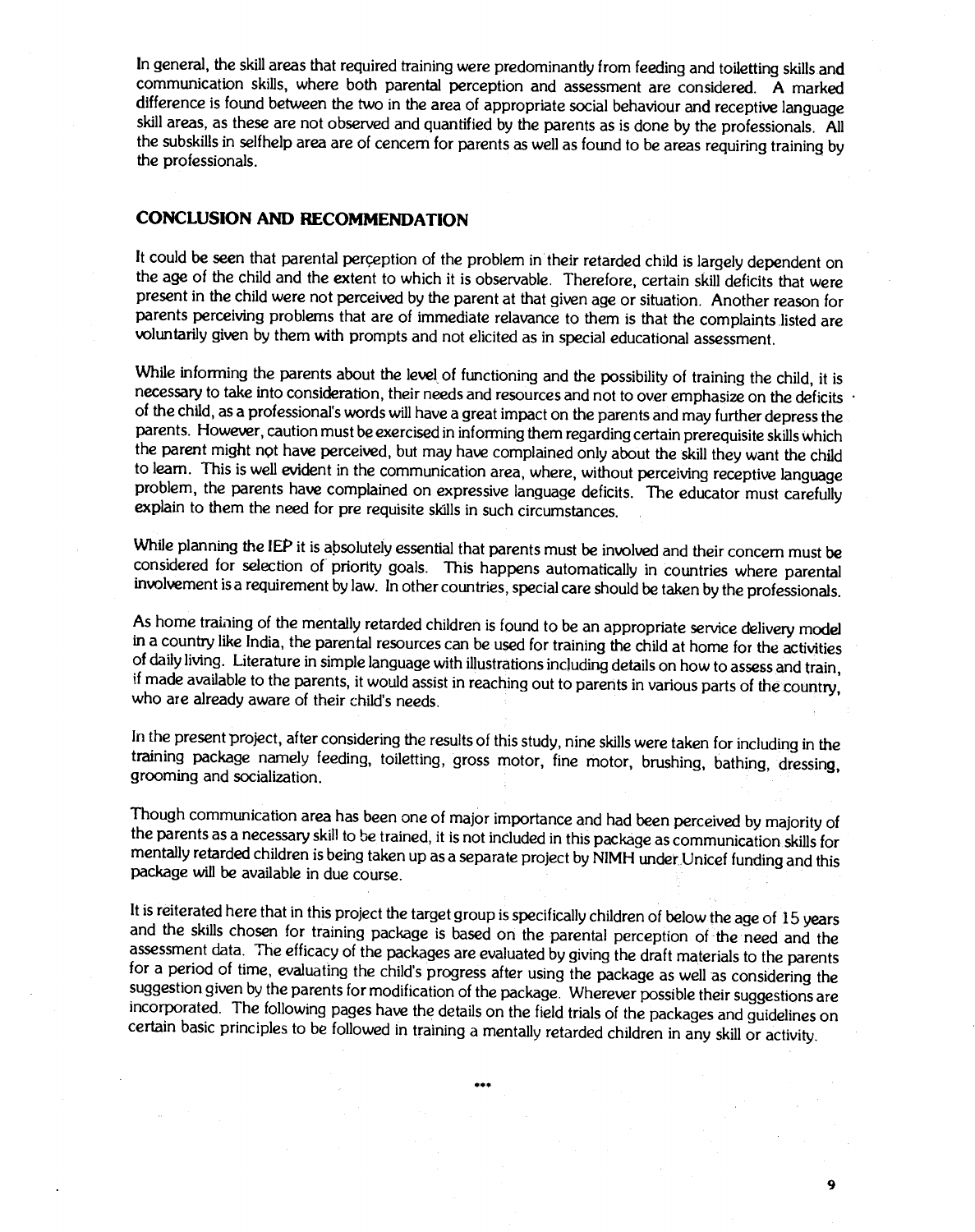In general, the skill areas that required training were predominantly from feeding and toiletting skills and communication skills, where both parental perception and assessment are considered. A marked difference is found between the two in the area of appropriate social behaviour and receptive language skill areas, as these are not observed and quantified by the parents as is done by the professionals. All the subskills in selfhelp area are of cencern for parents as well as found to be areas requiring training by the professionals.

## CONCLUSION AND RECOMMENDATION

It could be seen that parental perçeption of the problem in their retarded child is largely dependent on the age of the child and the extent to which it is observable. Therefore, certain skill deficits that were present in the child were not perceived by the parent at that given age or situation. Another reason for parents perceiving problems that are of immediate relavance to them is that the complaints listed are voluntarily given by them with prompts and not elicited as in special educational assessment.

While informing the parents about the level of functioning and the possibility of training the child, it is necessary to take into consideration, their needs and resources and not to over emphasize on the deficits of the child, as a professional's words will have a great impact on the parents and may further depress the parents. However, caution must be exercised in informing them regarding certain prerequisite skills which the parent might not have perceived, but may have complained only about the skill they want the child to learn. This is well evident in the communication area, where, without perceiving receptive language problem, the parents have complained on expressive language deficits. The educator must carefully explain to them the need for pre requisite skills in such circumstances.

While planning the IEP it is absolutely essential that parents must be involved and their concern must be considered for selection of priority goals. This happens automatically in countries where parental involvement is a requirement by law. In other countries, special care should be taken by the professionals.

As home training of the mentally retarded children is found to be an appropriate service delivery model in a country like India, the parental resources can be used for training the child at home for the activities of daily living. Literature in simple language with illustrations including details on how to assess and train, if made available to the parents, it would assist in reaching out to parents in various parts of the country, who are already aware of their child's needs.

In the present project, after considering the results of this study, nine skills were taken for including in the training package namely feeding, toiletting, gross motor, fine motor, brushing, bathing, dressing, grooming and socialization.

Though communication area has been one of major importance and had been perceived by majority of the parents as a necessary skill to be trained, it is not included in this package as communication skills for mentally retarded children is being taken up as a separate project by NIMH under Unicef funding and this package will be available in due course.

It is reiterated here that in this project the target group is specifically children of below the age of 15 years and the skills chosen for training package is based on the parental perception of the need and the assessment data. The efficacy of the packages are evaluated by giving the draft materials to the parents for a period of time, evaluating the child's progress after using the package as well as considering the suggestion given by the parents for modification of the package. Wherever possible their suggestions are incorporated. The following pages have the details on the field trials of the packages and guidelines on certain basic principles to be followed in training a mentally retarded children in any skill or activity.

***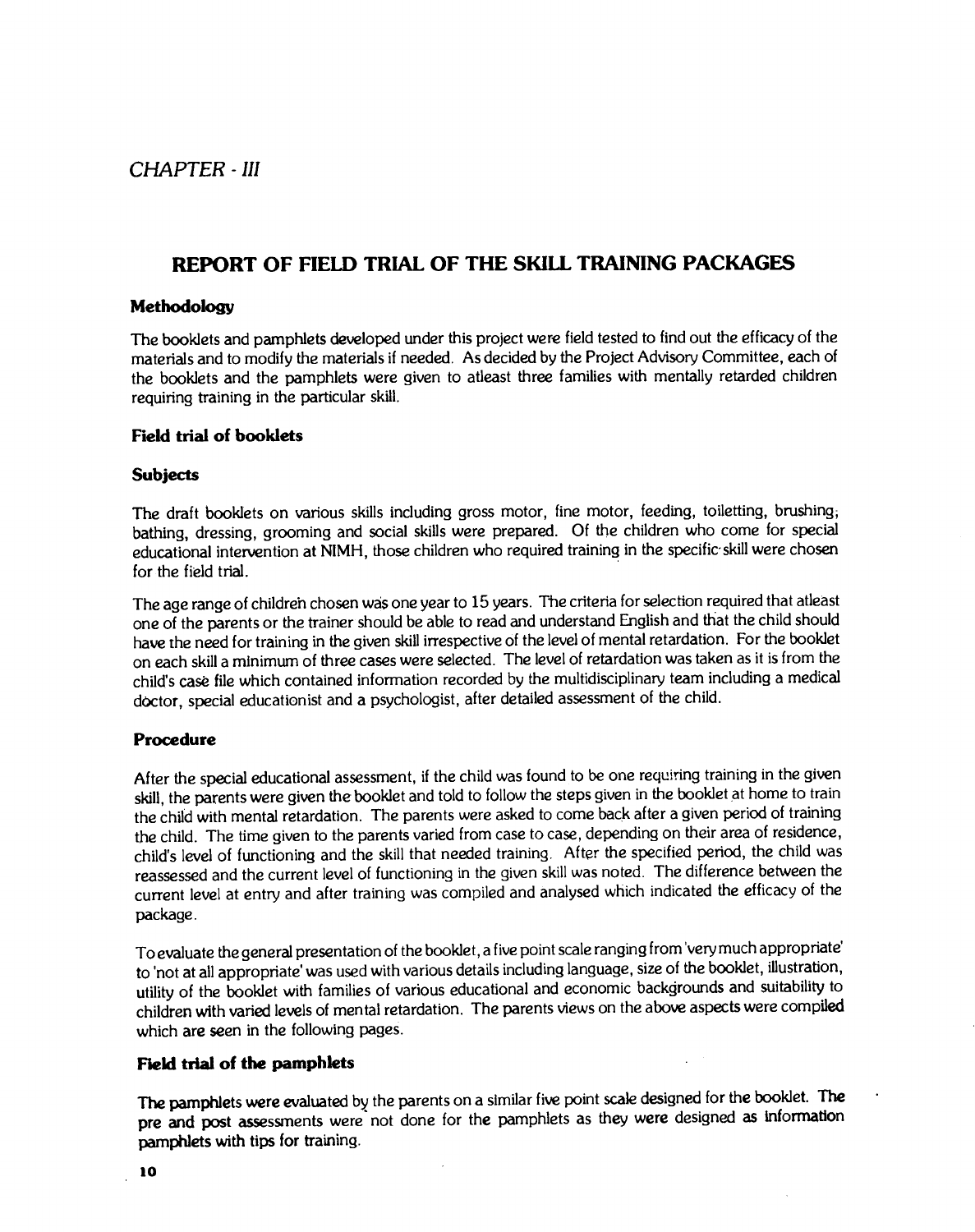*CHAPTER - III*

# REPORT OF FIELD TRIAL OF THE SKILL TRAINING PACKAGES

### Methodology

The booklets and pamphlets developed under this project were field tested to find out the efficacy of the materials and to modify the materials if needed. As decided by the Project Advisory Committee, each of the booklets and the pamphlets were given to atleast three families with mentally retarded children requiring training in the particular skill.

### Field trial of booklets

### Subjects

The draft booklets on various skills including gross motor, fine motor, feeding, toiletting, brushing, bathing, dressing, grooming and social skills were prepared. Of the children who come for special educational intervention at NIMH, those children who required training in the specific skill were chosen for the field trial.

The age range of children chosen was one year to 15 years. The criteria for selection required that atleast one of the parents or the trainer should be able to read and understand English and that the child should have the need for training in the given skill irrespective of the level of mental retardation. For the booklet on each skill a minimum of three cases were selected. The level of retardation was taken as it is from the child's case file which contained information recorded by the multidisciplinary team including a medical doctor, special educationist and a psychologist, after detailed assessment of the child.

### Procedure

After the special educational assessment, if the child was found to be one requiring training in the given skill, the parents were given the booklet and told to follow the steps given in the booklet at home to train the child with mental retardation. The parents were asked to come back after a given period of training the child. The time given to the parents varied from case to case, depending on their area of residence, child's level of functioning and the skill that needed training. After the specified period, the child was reassessed and the current level of functioning in the given skill was noted. The difference between the current level at entry and after training was compiled and analysed which indicated the efficacy of the package.

To evaluate the general presentation of the booklet, a five point scale ranging from 'very much appropriate' to 'not at all appropriate' was used with various details including language, size of the booklet, illustration, utility of the booklet with families of various educational and economic backgrounds and suitability to children with varied levels of mental retardation. The parents views on the above aspects were compiled which are seen in the following pages.

### Field trial of the pamphlets

The pamphlets were evaluated by the parents on a similar five point scale designed for the booklet. The pre and post assessments were not done for the pamphlets as they were designed as information pamphlets with tips for training.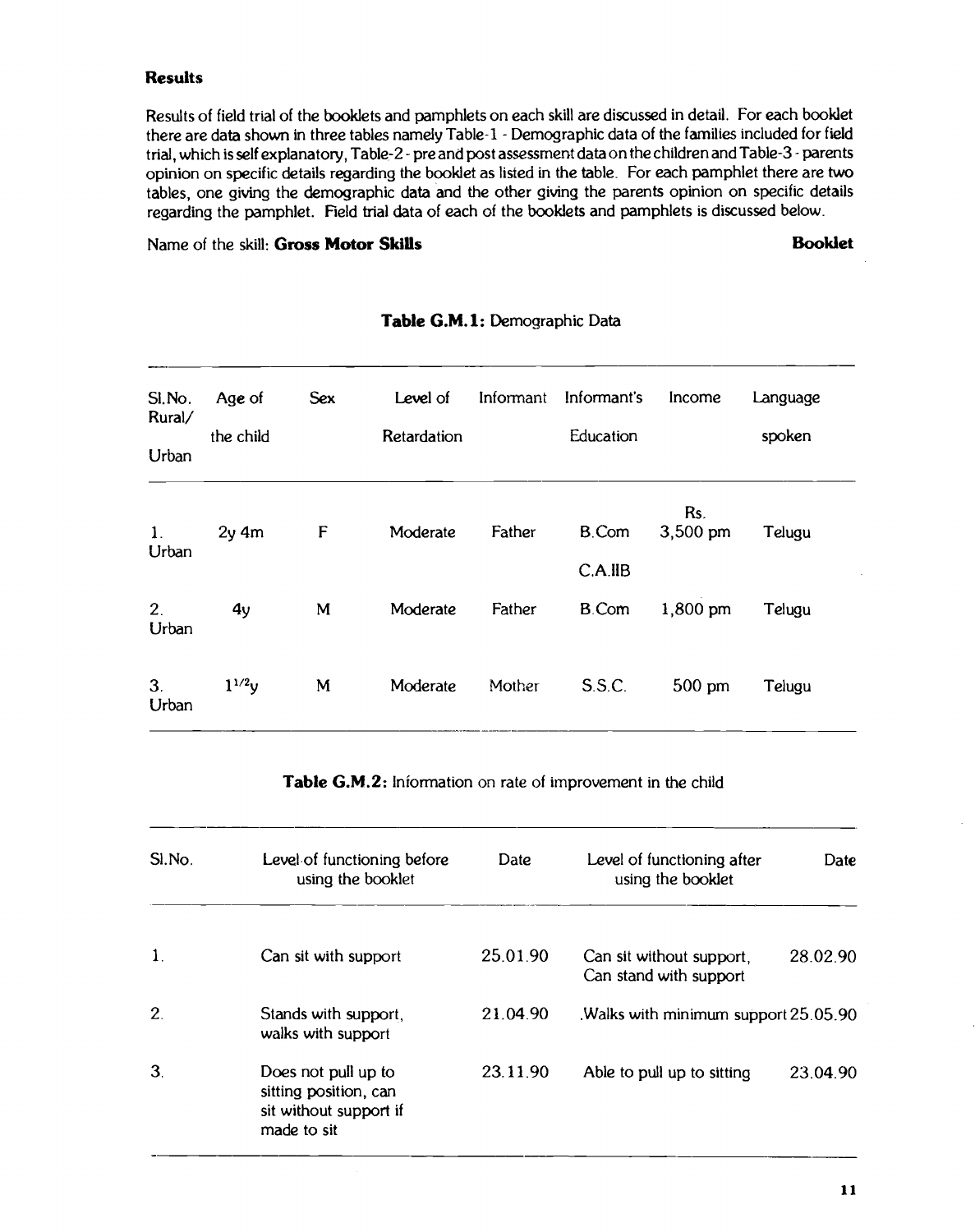## Results

Results of field trial of the booklets and pamphlets on each skill are discussed in detail. For each booklet there are data shown in three tables namely Table-1 - Demographic data of the families included for field trial, which is self explanatory, Table-2 - pre and post assessment data on the children and Table-3 - parents opinion on specific details regarding the booklet as listed in the table. For each pamphlet there are two tables, one giving the demographic data and the other giving the parents opinion on specific details regarding the pamphlet. Field trial data of each of the booklets and pamphlets is discussed below.

Name of the skill: **Gross Motor Skills** **Booklet**

**Table G.M.1:** Demographic Data

| Sl.No. Rural/ Urban | Age of the child | Sex | Level of Retardation | Informant | Informant's Education | Income | Language spoken |
|---|---|---|---|---|---|---|---|
| 1. Urban | 2y 4m | F | Moderate | Father | B.Com C.A.IIB | Rs. 3,500 pm | Telugu |
| 2. Urban | 4y | M | Moderate | Father | B.Com | 1,800 pm | Telugu |
| 3. Urban | $1^{1/2}$y | M | Moderate | Mother | S.S.C. | 500 pm | Telugu |

**Table G.M.2:** Information on rate of improvement in the child

| Sl.No. | Level of functioning before using the booklet | Date | Level of functioning after using the booklet | Date |
|---|---|---|---|---|
| 1. | Can sit with support | 25.01.90 | Can sit without support, Can stand with support | 28.02.90 |
| 2. | Stands with support, walks with support | 21.04.90 | .Walks with minimum support | 25.05.90 |
| 3. | Does not pull up to sitting position, can sit without support if made to sit | 23.11.90 | Able to pull up to sitting | 23.04.90 |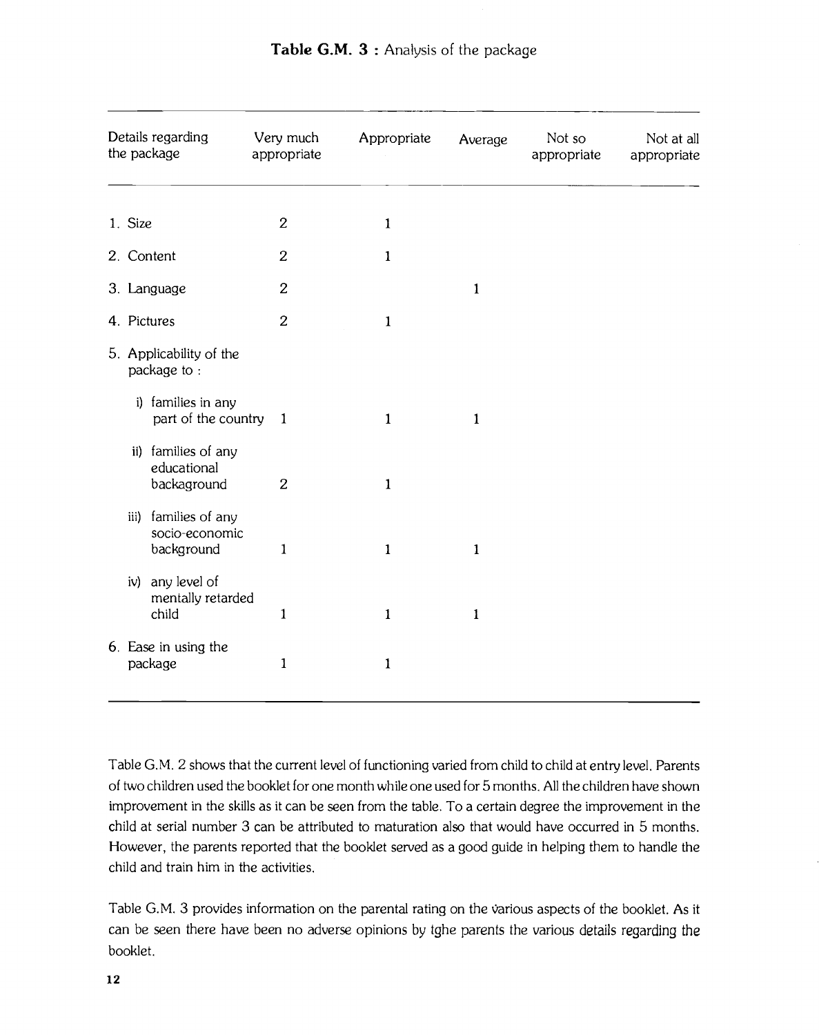**Table G.M. 3 :** Analysis of the package

| Details regarding the package | Very much appropriate | Appropriate | Average | Not so appropriate | Not at all appropriate |
|---|---|---|---|---|---|
| 1. Size | 2 | 1 | | | |
| 2. Content | 2 | 1 | | | |
| 3. Language | 2 | | 1 | | |
| 4. Pictures | 2 | 1 | | | |
| 5. Applicability of the package to : | | | | | |
| i) families in any part of the country | 1 | 1 | 1 | | |
| ii) families of any educational backaground | 2 | 1 | | | |
| iii) families of any socio-economic background | 1 | 1 | 1 | | |
| iv) any level of mentally retarded child | 1 | 1 | 1 | | |
| 6. Ease in using the package | 1 | 1 | | | |

Table G.M. 2 shows that the current level of functioning varied from child to child at entry level. Parents of two children used the booklet for one month while one used for 5 months. All the children have shown improvement in the skills as it can be seen from the table. To a certain degree the improvement in the child at serial number 3 can be attributed to maturation also that would have occurred in 5 months. However, the parents reported that the booklet served as a good guide in helping them to handle the child and train him in the activities.

Table G.M. 3 provides information on the parental rating on the various aspects of the booklet. As it can be seen there have been no adverse opinions by tghe parents the various details regarding the booklet.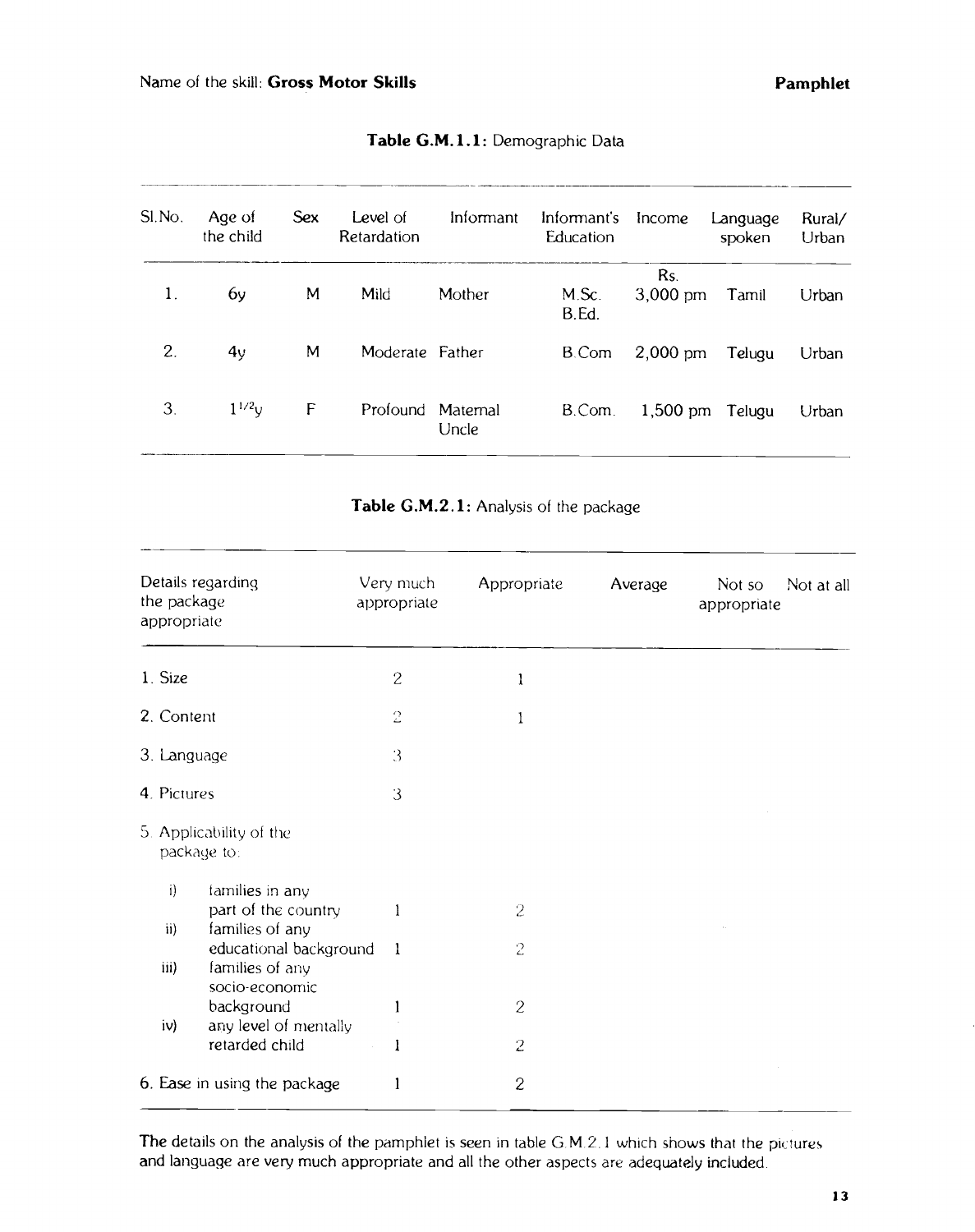Name of the skill: **Gross Motor Skills** **Pamphlet**

**Table G.M.1.1:** Demographic Data

| Sl.No. | Age of the child | Sex | Level of Retardation | Informant | Informant's Education | Income | Language spoken | Rural/ Urban |
|---|---|---|---|---|---|---|---|---|
| 1. | 6y | M | Mild | Mother | M.Sc. B.Ed. | Rs. 3,000 pm | Tamil | Urban |
| 2. | 4y | M | Moderate | Father | B.Com | 2,000 pm | Telugu | Urban |
| 3. | $1^{1/2}$y | F | Profound | Maternal Uncle | B.Com. | 1,500 pm | Telugu | Urban |

**Table G.M.2.1:** Analysis of the package

| Details regarding the package appropriate | Very much appropriate | Appropriate | Average | Not so appropriate | Not at all |
|---|---|---|---|---|---|
| 1. Size | 2 | 1 | | | |
| 2. Content | 2 | 1 | | | |
| 3. Language | 3 | | | | |
| 4. Pictures | 3 | | | | |
| 5. Applicability of the package to: | | | | | |
| i) families in any part of the country | 1 | 2 | | | |
| ii) families of any educational background | 1 | 2 | | | |
| iii) families of any socio-economic background | 1 | 2 | | | |
| iv) any level of mentally retarded child | 1 | 2 | | | |
| 6. Ease in using the package | 1 | 2 | | | |

The details on the analysis of the pamphlet is seen in table G.M.2.1 which shows that the pictures and language are very much appropriate and all the other aspects are adequately included.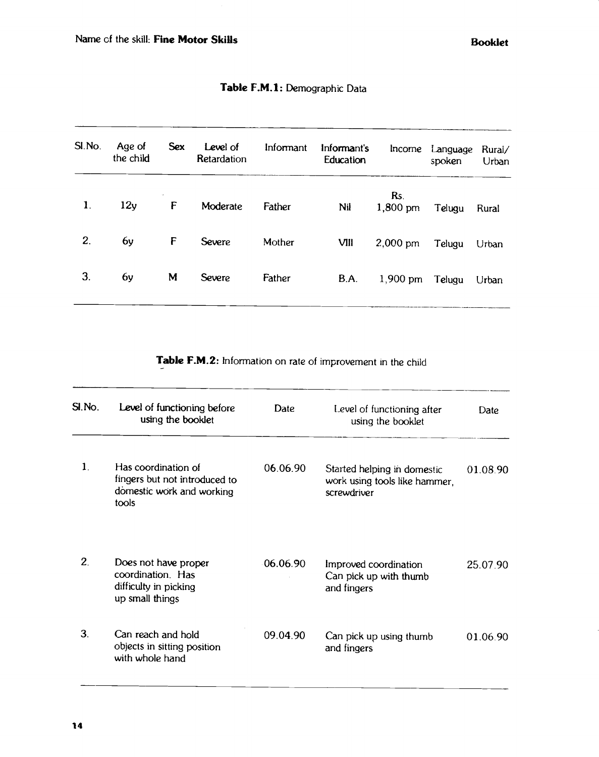Name of the skill: **Fine Motor Skills**

**Booklet**

**Table F.M.1:** Demographic Data

| Sl.No. | Age of the child | Sex | Level of Retardation | Informant | Informant's Education | Income | Language spoken | Rural/ Urban |
|---|---|---|---|---|---|---|---|---|
| 1. | 12y | F | Moderate | Father | Nil | Rs. 1,800 pm | Telugu | Rural |
| 2. | 6y | F | Severe | Mother | VIII | 2,000 pm | Telugu | Urban |
| 3. | 6y | M | Severe | Father | B.A. | 1,900 pm | Telugu | Urban |

**Table F.M.2:** Information on rate of improvement in the child

| Sl.No. | Level of functioning before using the booklet | Date | Level of functioning after using the booklet | Date |
|---|---|---|---|---|
| 1. | Has coordination of fingers but not introduced to domestic work and working tools | 06.06.90 | Started helping in domestic work using tools like hammer, screwdriver | 01.08.90 |
| 2. | Does not have proper coordination. Has difficulty in picking up small things | 06.06.90 | Improved coordination Can pick up with thumb and fingers | 25.07.90 |
| 3. | Can reach and hold objects in sitting position with whole hand | 09.04.90 | Can pick up using thumb and fingers | 01.06.90 |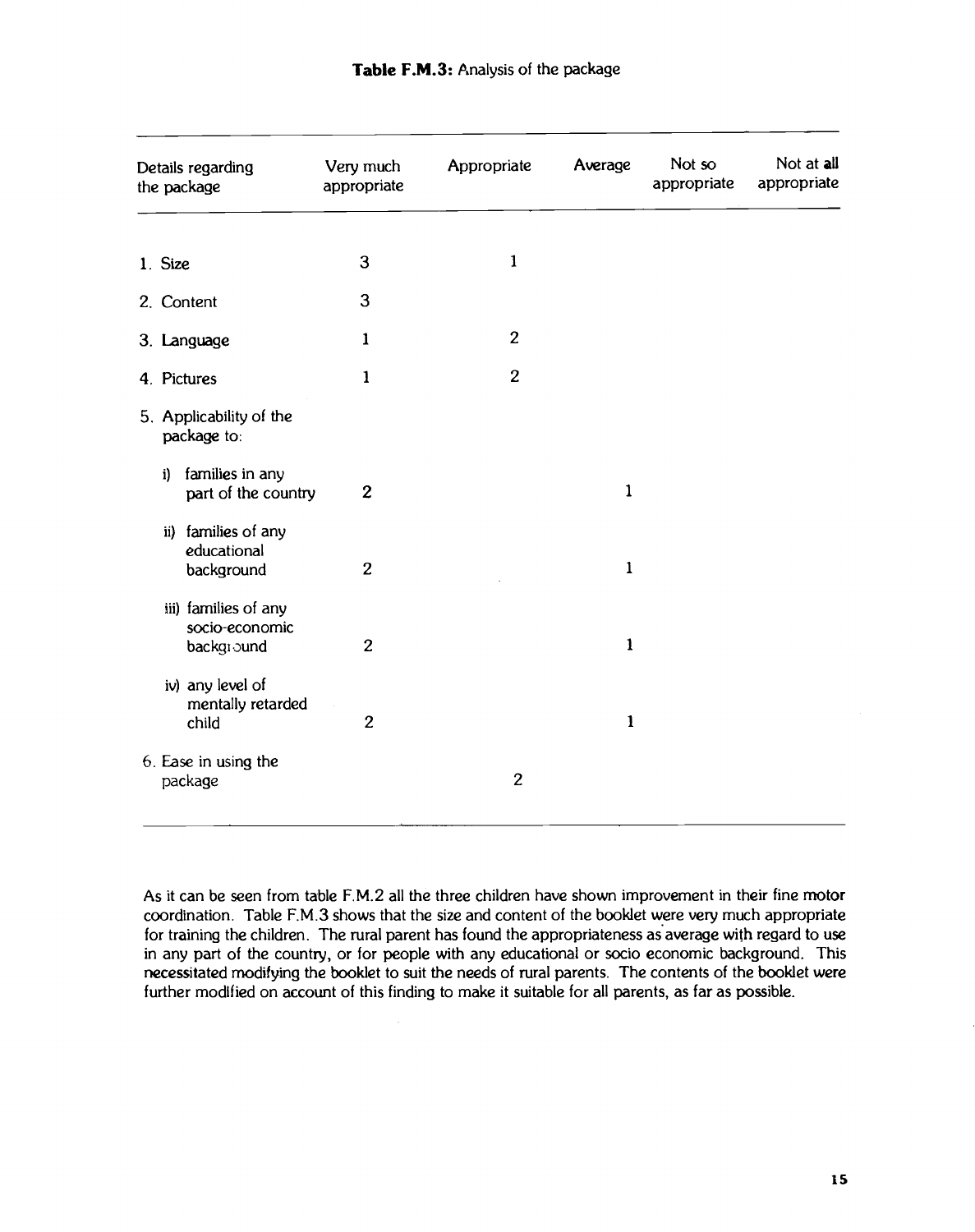**Table F.M.3:** Analysis of the package

| Details regarding the package | Very much appropriate | Appropriate | Average | Not so appropriate | Not at all appropriate |
|---|---|---|---|---|---|
| 1. Size | 3 | 1 | | | |
| 2. Content | 3 | | | | |
| 3. Language | 1 | 2 | | | |
| 4. Pictures | 1 | 2 | | | |
| 5. Applicability of the package to: | | | | | |
| i) families in any part of the country | 2 | | 1 | | |
| ii) families of any educational background | 2 | | 1 | | |
| iii) families of any socio-economic background | 2 | | 1 | | |
| iv) any level of mentally retarded child | 2 | | 1 | | |
| 6. Ease in using the package | | 2 | | | |

As it can be seen from table F.M.2 all the three children have shown improvement in their fine motor coordination. Table F.M.3 shows that the size and content of the booklet were very much appropriate for training the children. The rural parent has found the appropriateness as average with regard to use in any part of the country, or for people with any educational or socio economic background. This necessitated modifying the booklet to suit the needs of rural parents. The contents of the booklet were further modified on account of this finding to make it suitable for all parents, as far as possible.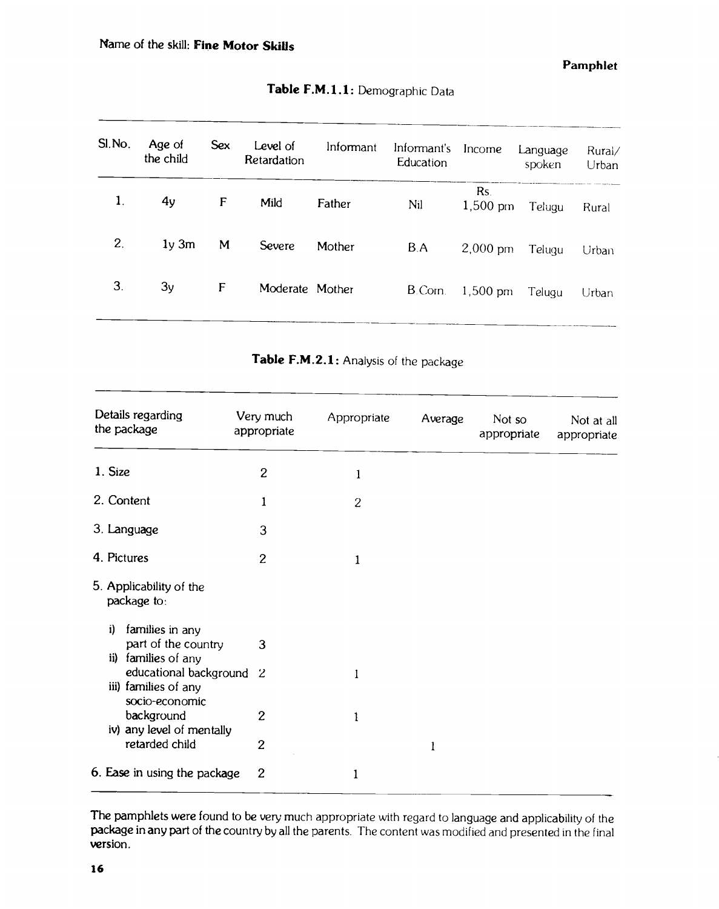Name of the skill: **Fine Motor Skills**

**Pamphlet**

**Table F.M.1.1:** Demographic Data

| Sl.No. | Age of the child | Sex | Level of Retardation | Informant | Informant's Education | Income | Language spoken | Rural/ Urban |
|---|---|---|---|---|---|---|---|---|
| 1. | 4y | F | Mild | Father | Nil | Rs. 1,500 pm | Telugu | Rural |
| 2. | 1y 3m | M | Severe | Mother | B.A | 2,000 pm | Telugu | Urban |
| 3. | 3y | F | Moderate | Mother | B.Com. | 1,500 pm | Telugu | Urban |

**Table F.M.2.1:** Analysis of the package

| Details regarding the package | Very much appropriate | Appropriate | Average | Not so appropriate | Not at all appropriate |
|---|---|---|---|---|---|
| 1. Size | 2 | 1 | | | |
| 2. Content | 1 | 2 | | | |
| 3. Language | 3 | | | | |
| 4. Pictures | 2 | 1 | | | |
| 5. Applicability of the package to: | | | | | |
| i) families in any part of the country | 3 | | | | |
| ii) families of any educational background | 2 | 1 | | | |
| iii) families of any socio-economic background | 2 | 1 | | | |
| iv) any level of mentally retarded child | 2 | | 1 | | |
| 6. Ease in using the package | 2 | 1 | | | |

The pamphlets were found to be very much appropriate with regard to language and applicability of the package in any part of the country by all the parents. The content was modified and presented in the final version.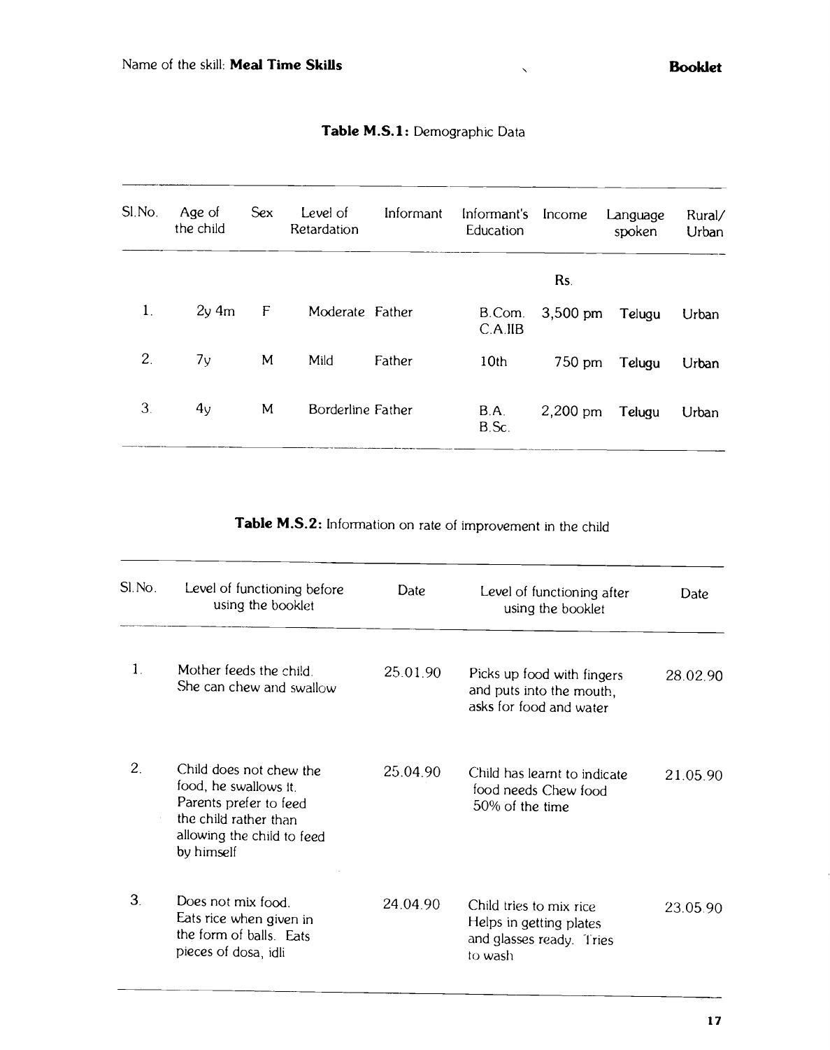Name of the skill: **Meal Time Skills**

**Booklet**

**Table M.S.1:** Demographic Data

| Sl.No. | Age of the child | Sex | Level of Retardation | Informant | Informant's Education | Income | Language spoken | Rural/ Urban |
|---|---|---|---|---|---|---|---|---|
| | | | | | | Rs. | | |
| 1. | 2y 4m | F | Moderate | Father | B.Com. C.A.IIB | 3,500 pm | Telugu | Urban |
| 2. | 7y | M | Mild | Father | 10th | 750 pm | Telugu | Urban |
| 3. | 4y | M | Borderline | Father | B.A. B.Sc. | 2,200 pm | Telugu | Urban |

**Table M.S.2:** Information on rate of improvement in the child

| Sl.No. | Level of functioning before using the booklet | Date | Level of functioning after using the booklet | Date |
|---|---|---|---|---|
| 1. | Mother feeds the child. She can chew and swallow | 25.01.90 | Picks up food with fingers and puts into the mouth, asks for food and water | 28.02.90 |
| 2. | Child does not chew the food, he swallows It. Parents prefer to feed the child rather than allowing the child to feed by himself | 25.04.90 | Child has learnt to indicate food needs Chew food 50% of the time | 21.05.90 |
| 3. | Does not mix food. Eats rice when given in the form of balls. Eats pieces of dosa, idli | 24.04.90 | Child tries to mix rice Helps in getting plates and glasses ready. Tries to wash | 23.05.90 |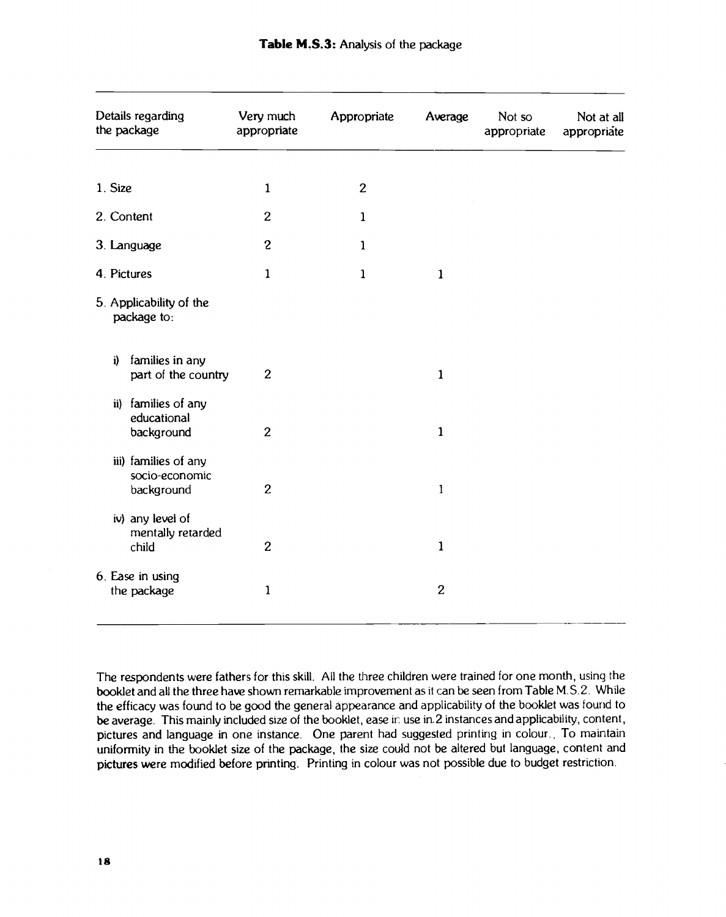**Table M.S.3:** Analysis of the package

| Details regarding the package | Very much appropriate | Appropriate | Average | Not so appropriate | Not at all appropriate |
|---|---|---|---|---|---|
| 1. Size | 1 | 2 | | | |
| 2. Content | 2 | 1 | | | |
| 3. Language | 2 | 1 | | | |
| 4. Pictures | 1 | 1 | 1 | | |
| 5. Applicability of the package to: | | | | | |
| i) families in any part of the country | 2 | | 1 | | |
| ii) families of any educational background | 2 | | 1 | | |
| iii) families of any socio-economic background | 2 | | 1 | | |
| iv) any level of mentally retarded child | 2 | | 1 | | |
| 6. Ease in using the package | 1 | | 2 | | |

The respondents were fathers for this skill. All the three children were trained for one month, using the booklet and all the three have shown remarkable improvement as it can be seen from Table M.S.2. While the efficacy was found to be good the general appearance and applicability of the booklet was found to be average. This mainly included size of the booklet, ease in use in 2 instances and applicability, content, pictures and language in one instance. One parent had suggested printing in colour. To maintain uniformity in the booklet size of the package, the size could not be altered but language, content and pictures were modified before printing. Printing in colour was not possible due to budget restriction.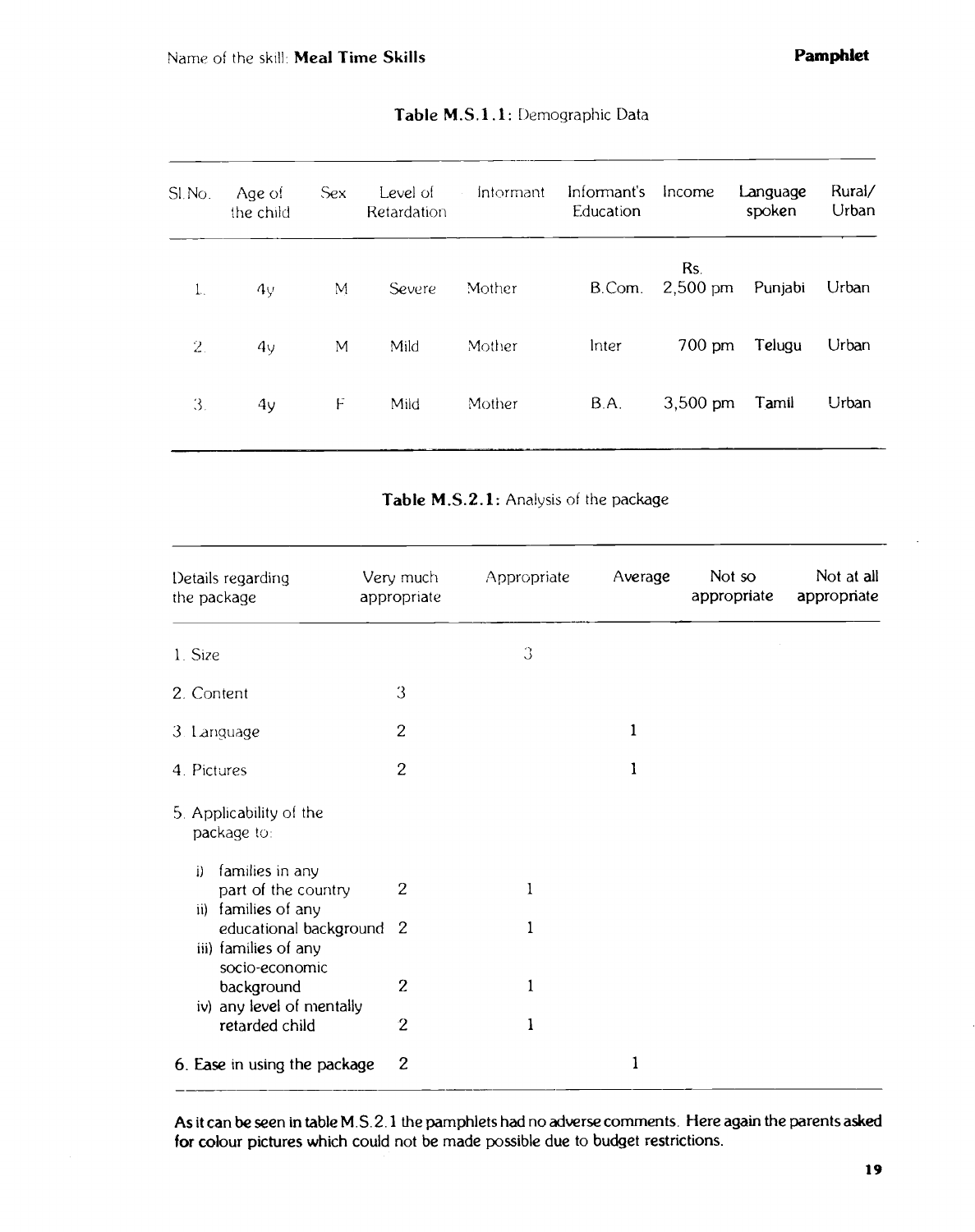Name of the skill: **Meal Time Skills** **Pamphlet**

**Table M.S.1.1:** Demographic Data

| Sl.No. | Age of the child | Sex | Level of Retardation | Informant | Informant's Education | Income | Language spoken | Rural/ Urban |
|---|---|---|---|---|---|---|---|---|
| 1. | 4y | M | Severe | Mother | B.Com. | Rs. 2,500 pm | Punjabi | Urban |
| 2. | 4y | M | Mild | Mother | Inter | 700 pm | Telugu | Urban |
| 3. | 4y | F | Mild | Mother | B.A. | 3,500 pm | Tamil | Urban |

**Table M.S.2.1:** Analysis of the package

| Details regarding the package | Very much appropriate | Appropriate | Average | Not so appropriate | Not at all appropriate |
|---|---|---|---|---|---|
| 1. Size | | 3 | | | |
| 2. Content | 3 | | | | |
| 3. Language | 2 | | 1 | | |
| 4. Pictures | 2 | | 1 | | |
| 5. Applicability of the package to: | | | | | |
| i) families in any part of the country | 2 | 1 | | | |
| ii) families of any educational background | 2 | 1 | | | |
| iii) families of any socio-economic background | 2 | 1 | | | |
| iv) any level of mentally retarded child | 2 | 1 | | | |
| 6. Ease in using the package | 2 | | 1 | | |

**As it can be seen in table M.S.2.1 the pamphlets had no adverse comments. Here again the parents asked for colour pictures which could not be made possible due to budget restrictions.**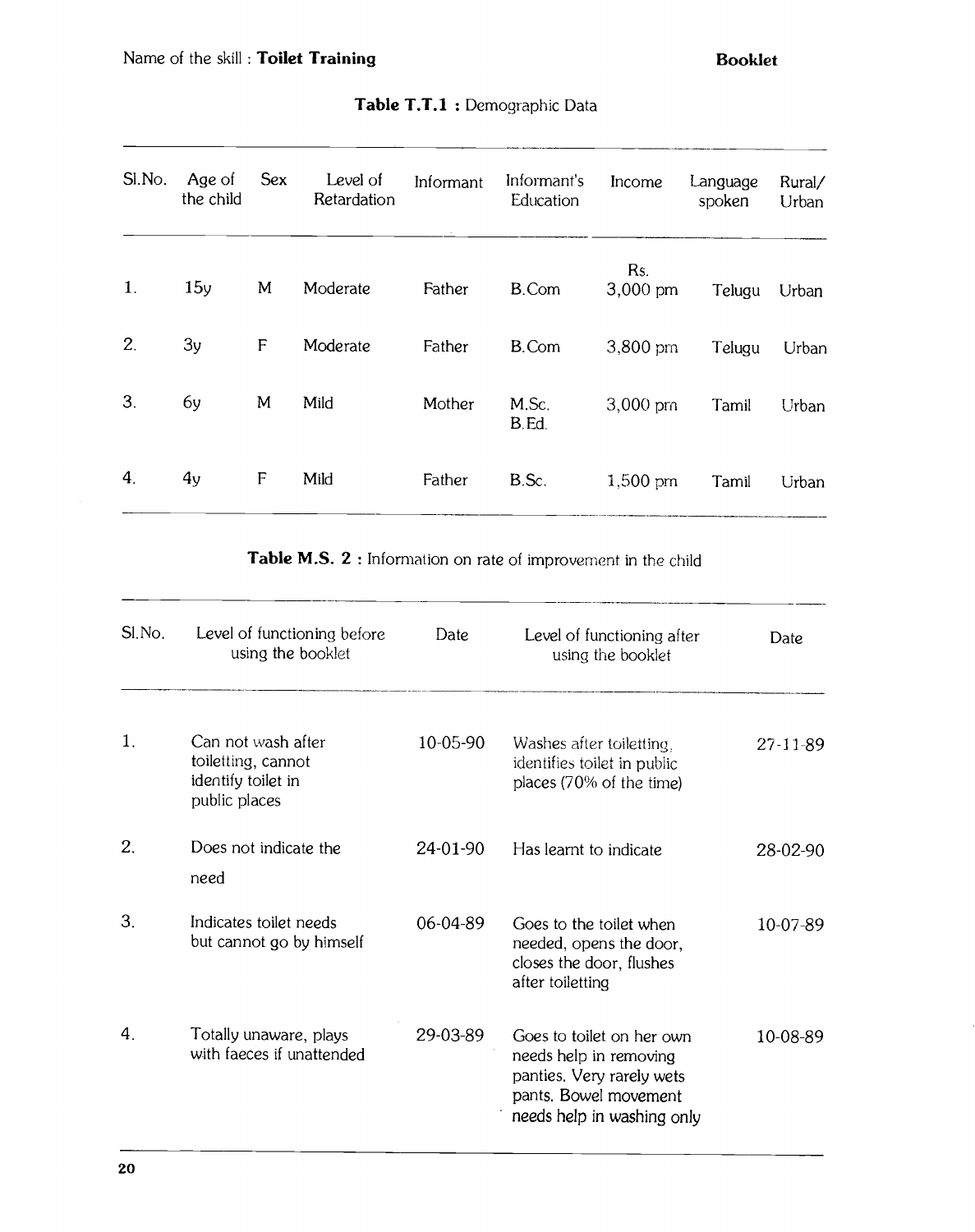**Table T.T.1 :** Demographic Data

| Sl.No. | Age of the child | Sex | Level of Retardation | Informant | Informant's Education | Income | Language spoken | Rural/ Urban |
|---|---|---|---|---|---|---|---|---|
| 1. | 15y | M | Moderate | Father | B.Com | Rs. 3,000 pm | Telugu | Urban |
| 2. | 3y | F | Moderate | Father | B.Com | 3,800 pm | Telugu | Urban |
| 3. | 6y | M | Mild | Mother | M.Sc. B.Ed. | 3,000 pm | Tamil | Urban |
| 4. | 4y | F | Mild | Father | B.Sc. | 1,500 pm | Tamil | Urban |

**Table M.S. 2 :** Information on rate of improvement in the child

| Sl.No. | Level of functioning before using the booklet | Date | Level of functioning after using the booklet | Date |
|---|---|---|---|---|
| 1. | Can not wash after toiletting, cannot identify toilet in public places | 10-05-90 | Washes after toiletting, identifies toilet in public places (70% of the time) | 27-11-89 |
| 2. | Does not indicate the need | 24-01-90 | Has learnt to indicate | 28-02-90 |
| 3. | Indicates toilet needs but cannot go by himself | 06-04-89 | Goes to the toilet when needed, opens the door, closes the door, flushes after toiletting | 10-07-89 |
| 4. | Totally unaware, plays with faeces if unattended | 29-03-89 | Goes to toilet on her own needs help in removing panties. Very rarely wets pants. Bowel movement needs help in washing only | 10-08-89 |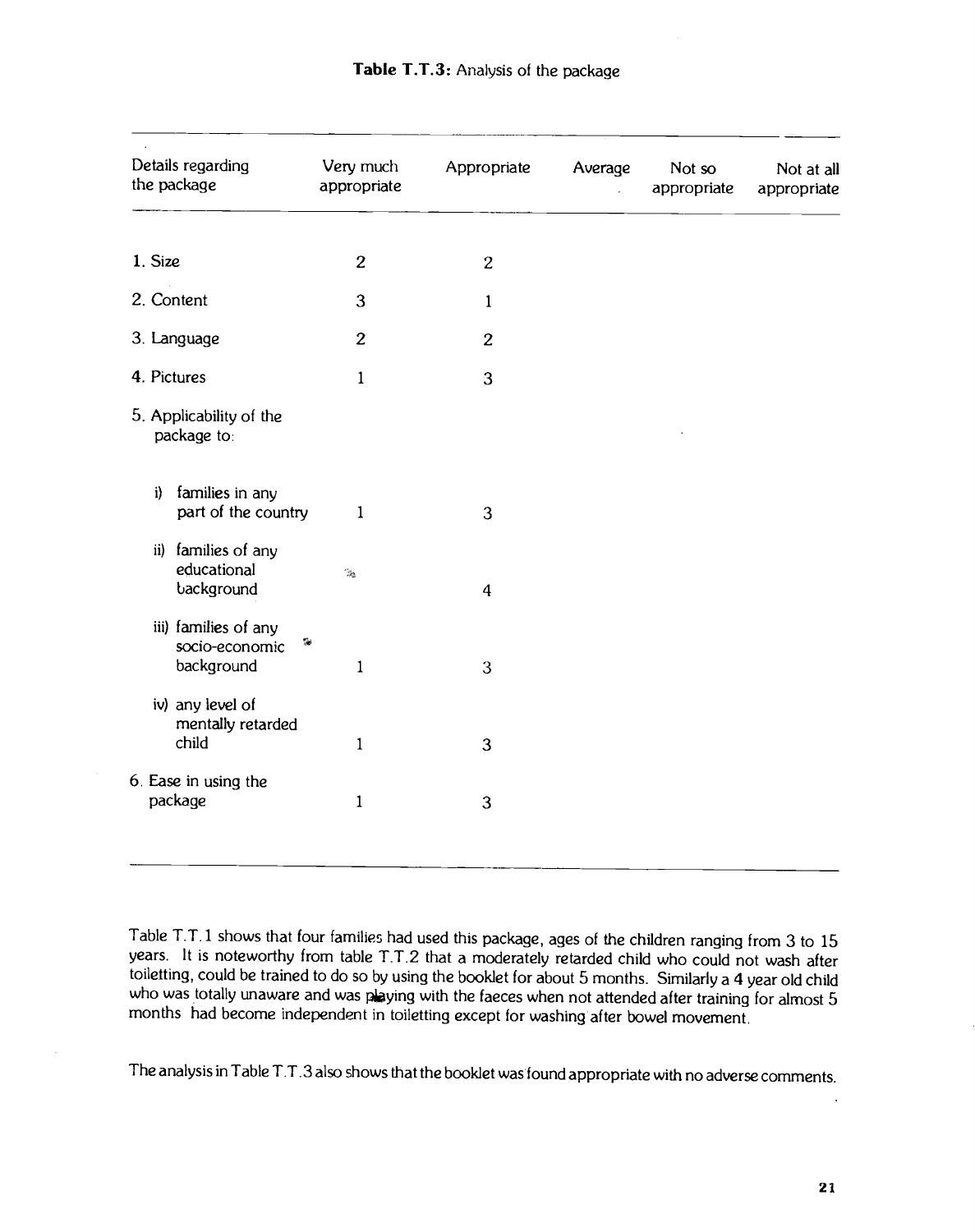**Table T.T.3:** Analysis of the package

| Details regarding the package | Very much appropriate | Appropriate | Average | Not so appropriate | Not at all appropriate |
|---|---|---|---|---|---|
| 1. Size | 2 | 2 | | | |
| 2. Content | 3 | 1 | | | |
| 3. Language | 2 | 2 | | | |
| 4. Pictures | 1 | 3 | | | |
| 5. Applicability of the package to: | | | | | |
| i) families in any part of the country | 1 | 3 | | | |
| ii) families of any educational background | | 4 | | | |
| iii) families of any socio-economic background | 1 | 3 | | | |
| iv) any level of mentally retarded child | 1 | 3 | | | |
| 6. Ease in using the package | 1 | 3 | | | |

Table T.T.1 shows that four families had used this package, ages of the children ranging from 3 to 15 years. It is noteworthy from table T.T.2 that a moderately retarded child who could not wash after toiletting, could be trained to do so by using the booklet for about 5 months. Similarly a 4 year old child who was totally unaware and was playing with the faeces when not attended after training for almost 5 months had become independent in toiletting except for washing after bowel movement.

The analysis in Table T.T.3 also shows that the booklet was found appropriate with no adverse comments.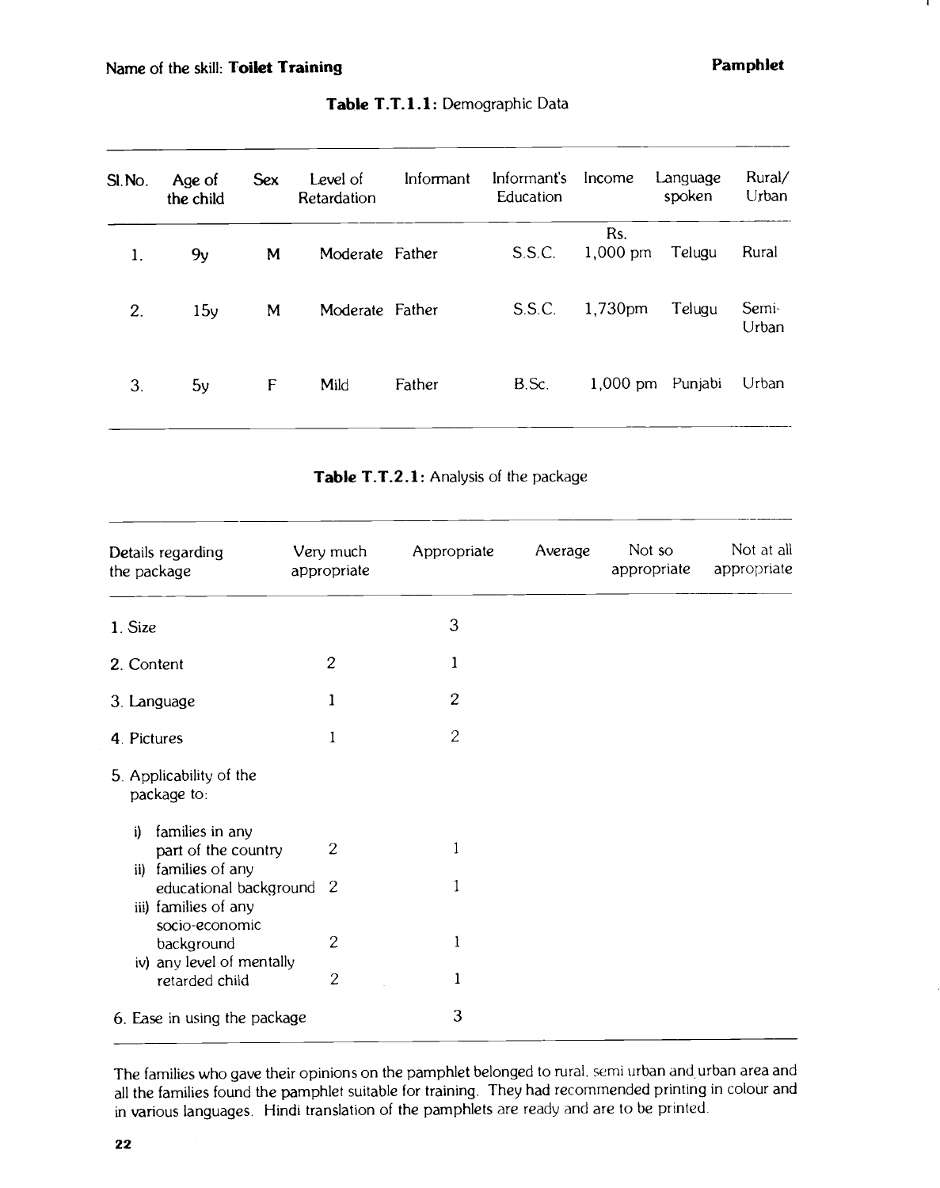Name of the skill: **Toilet Training** **Pamphlet**

**Table T.T.1.1:** Demographic Data

| Sl.No. | Age of the child | Sex | Level of Retardation | Informant | Informant's Education | Income | Language spoken | Rural/ Urban |
|---|---|---|---|---|---|---|---|---|
| 1. | 9y | M | Moderate | Father | S.S.C. | Rs. 1,000 pm | Telugu | Rural |
| 2. | 15y | M | Moderate | Father | S.S.C. | 1,730pm | Telugu | Semi-Urban |
| 3. | 5y | F | Mild | Father | B.Sc. | 1,000 pm | Punjabi | Urban |

**Table T.T.2.1:** Analysis of the package

| Details regarding the package | Very much appropriate | Appropriate | Average | Not so appropriate | Not at all appropriate |
|---|---|---|---|---|---|
| 1. Size | | 3 | | | |
| 2. Content | 2 | 1 | | | |
| 3. Language | 1 | 2 | | | |
| 4. Pictures | 1 | 2 | | | |
| 5. Applicability of the package to: | | | | | |
| i) families in any part of the country | 2 | 1 | | | |
| ii) families of any educational background | 2 | 1 | | | |
| iii) families of any socio-economic background | 2 | 1 | | | |
| iv) any level of mentally retarded child | 2 | 1 | | | |
| 6. Ease in using the package | | 3 | | | |

The families who gave their opinions on the pamphlet belonged to rural, semi urban and urban area and all the families found the pamphlet suitable for training. They had recommended printing in colour and in various languages. Hindi translation of the pamphlets are ready and are to be printed.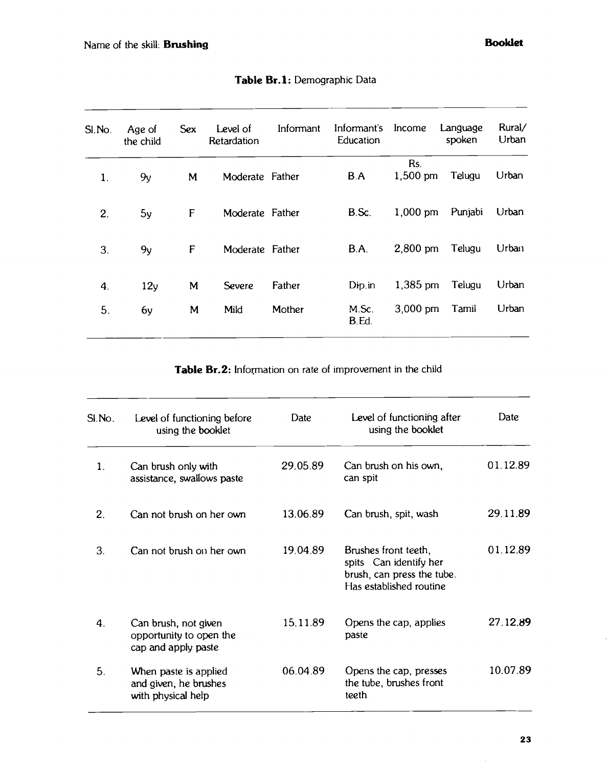Name of the skill: **Brushing**

**Table Br.1:** Demographic Data

| Sl.No. | Age of the child | Sex | Level of Retardation | Informant | Informant's Education | Income | Language spoken | Rural/ Urban |
|---|---|---|---|---|---|---|---|---|
| 1. | 9y | M | Moderate | Father | B.A | Rs. 1,500 pm | Telugu | Urban |
| 2. | 5y | F | Moderate | Father | B.Sc. | 1,000 pm | Punjabi | Urban |
| 3. | 9y | F | Moderate | Father | B.A. | 2,800 pm | Telugu | Urban |
| 4. | 12y | M | Severe | Father | Dip.in | 1,385 pm | Telugu | Urban |
| 5. | 6y | M | Mild | Mother | M.Sc. B.Ed. | 3,000 pm | Tamil | Urban |

**Table Br.2:** Information on rate of improvement in the child

| Sl.No. | Level of functioning before using the booklet | Date | Level of functioning after using the booklet | Date |
|---|---|---|---|---|
| 1. | Can brush only with assistance, swallows paste | 29.05.89 | Can brush on his own, can spit | 01.12.89 |
| 2. | Can not brush on her own | 13.06.89 | Can brush, spit, wash | 29.11.89 |
| 3. | Can not brush on her own | 19.04.89 | Brushes front teeth, spits Can identify her brush, can press the tube. Has established routine | 01.12.89 |
| 4. | Can brush, not given opportunity to open the cap and apply paste | 15.11.89 | Opens the cap, applies paste | 27.12.89 |
| 5. | When paste is applied and given, he brushes with physical help | 06.04.89 | Opens the cap, presses the tube, brushes front teeth | 10.07.89 |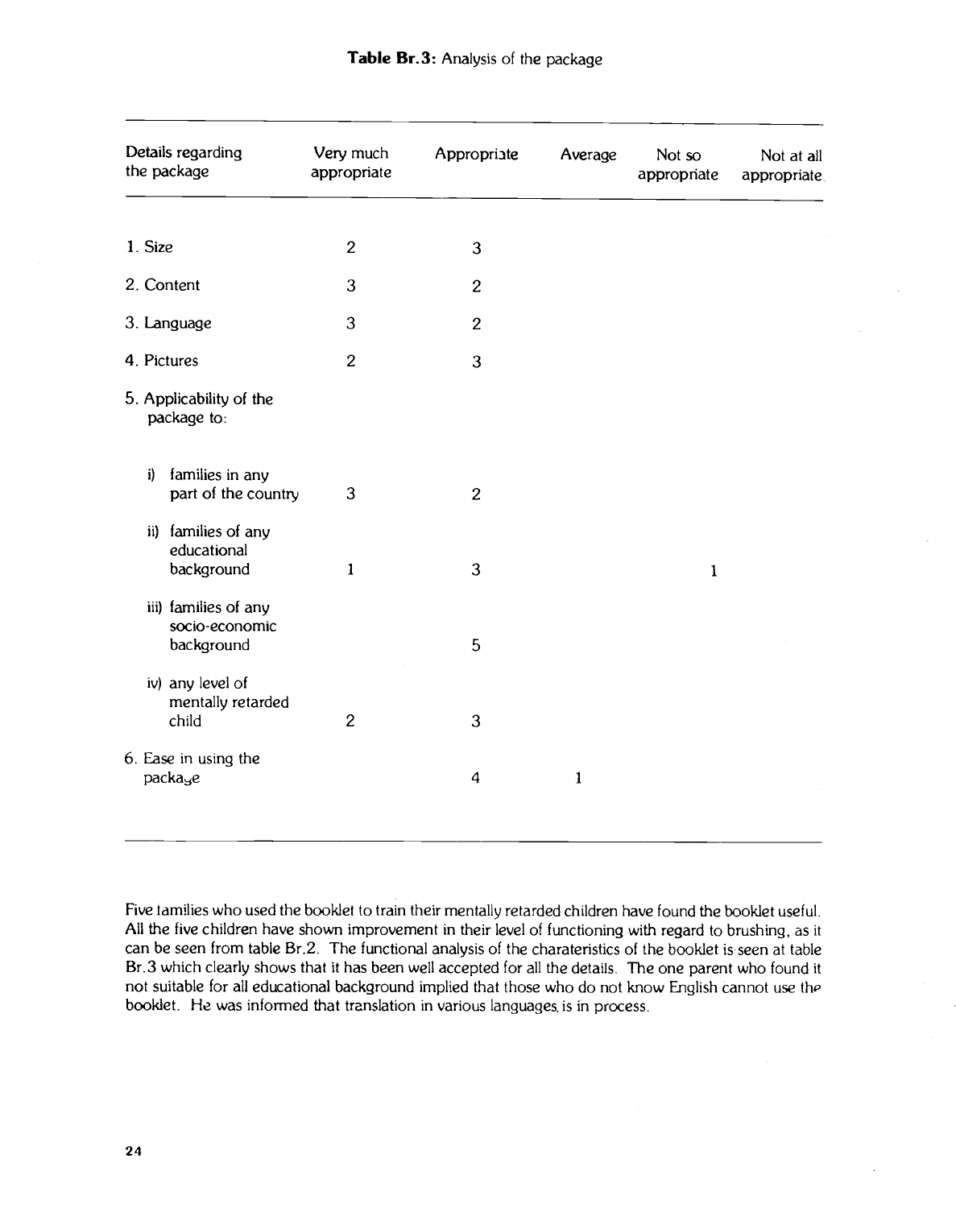**Table Br.3:** Analysis of the package

| Details regarding the package | Very much appropriate | Appropriate | Average | Not so appropriate | Not at all appropriate |
|---|---|---|---|---|---|
| 1. Size | 2 | 3 | | | |
| 2. Content | 3 | 2 | | | |
| 3. Language | 3 | 2 | | | |
| 4. Pictures | 2 | 3 | | | |
| 5. Applicability of the package to: | | | | | |
| i) families in any part of the country | 3 | 2 | | | |
| ii) families of any educational background | 1 | 3 | | 1 | |
| iii) families of any socio-economic background | | 5 | | | |
| iv) any level of mentally retarded child | 2 | 3 | | | |
| 6. Ease in using the package | | 4 | 1 | | |

Five families who used the booklet to train their mentally retarded children have found the booklet useful. All the five children have shown improvement in their level of functioning with regard to brushing, as it can be seen from table Br.2. The functional analysis of the charateristics of the booklet is seen at table Br.3 which clearly shows that it has been well accepted for all the details. The one parent who found it not suitable for all educational background implied that those who do not know English cannot use the booklet. He was informed that translation in various languages is in process.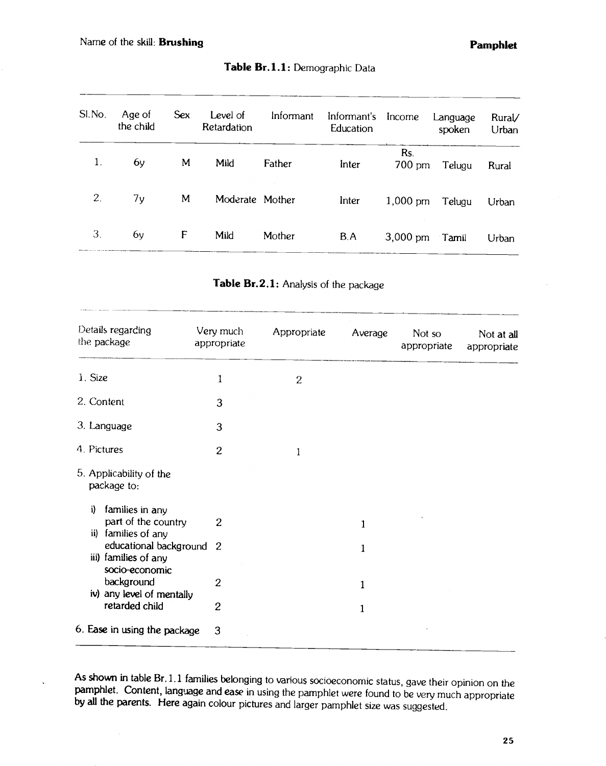Name of the skill: **Brushing** **Pamphlet**

**Table Br.1.1:** Demographic Data

| Sl.No. | Age of the child | Sex | Level of Retardation | Informant | Informant's Education | Income | Language spoken | Rural/ Urban |
|---|---|---|---|---|---|---|---|---|
| 1. | 6y | M | Mild | Father | Inter | Rs. 700 pm | Telugu | Rural |
| 2. | 7y | M | Moderate | Mother | Inter | 1,000 pm | Telugu | Urban |
| 3. | 6y | F | Mild | Mother | B.A | 3,000 pm | Tamil | Urban |

**Table Br.2.1:** Analysis of the package

| Details regarding the package | Very much appropriate | Appropriate | Average | Not so appropriate | Not at all appropriate |
|---|---|---|---|---|---|
| 1. Size | 1 | 2 | | | |
| 2. Content | 3 | | | | |
| 3. Language | 3 | | | | |
| 4. Pictures | 2 | 1 | | | |
| 5. Applicability of the package to: | | | | | |
| i) families in any part of the country | 2 | | 1 | | |
| ii) families of any educational background | 2 | | 1 | | |
| iii) families of any socio-economic background | 2 | | 1 | | |
| iv) any level of mentally retarded child | 2 | | 1 | | |
| 6. Ease in using the package | 3 | | | | |

**As shown in table Br.1.1 families belonging to various socioeconomic status, gave their opinion on the pamphlet. Content, language and ease in using the pamphlet were found to be very much appropriate by all the parents. Here again colour pictures and larger pamphlet size was suggested.**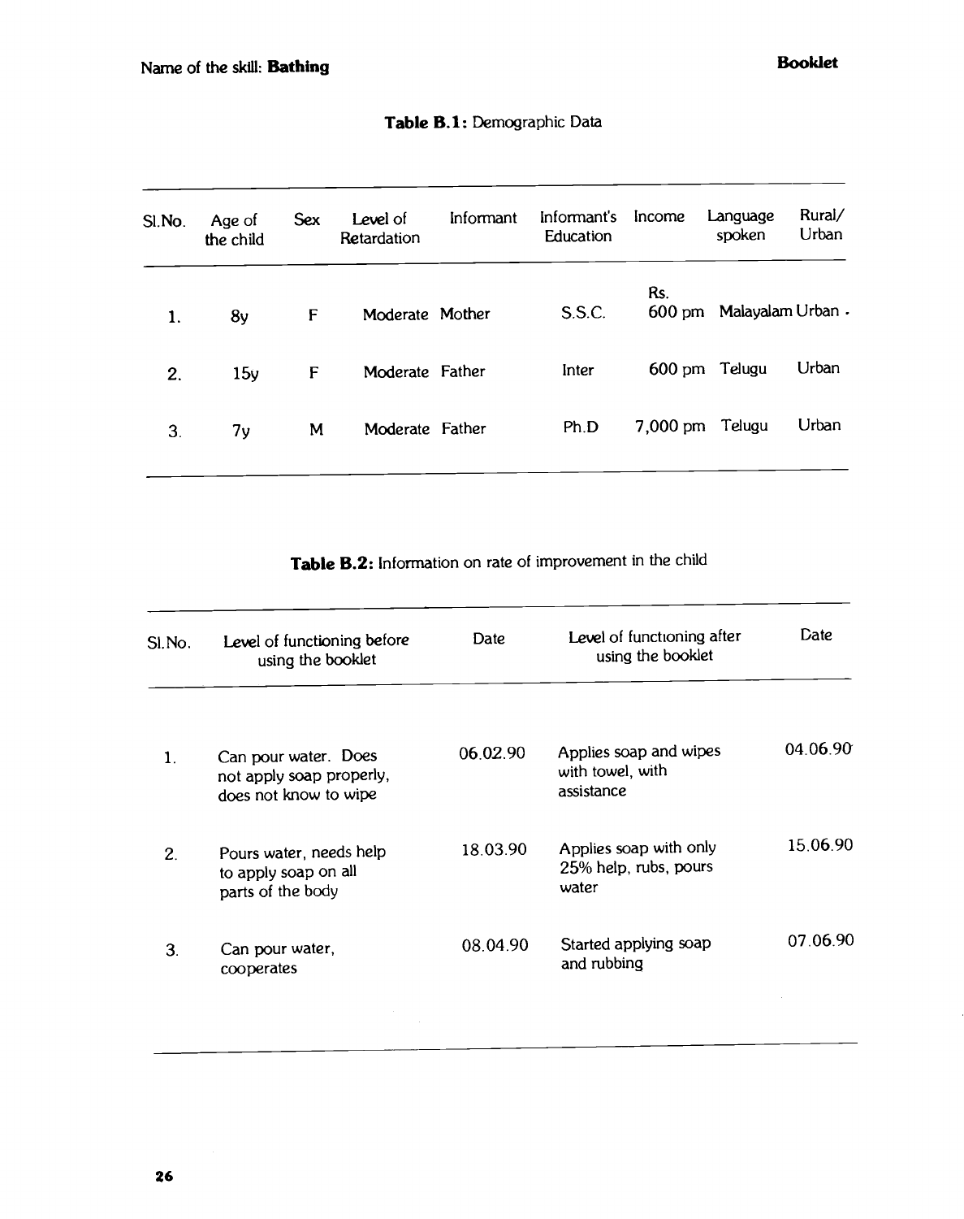Name of the skill: **Bathing**

**Table B.1:** Demographic Data

| Sl.No. | Age of the child | Sex | Level of Retardation | Informant | Informant's Education | Income | Language spoken | Rural/ Urban |
|---|---|---|---|---|---|---|---|---|
| 1. | 8y | F | Moderate | Mother | S.S.C. | Rs. 600 pm | Malayalam | Urban |
| 2. | 15y | F | Moderate | Father | Inter | 600 pm | Telugu | Urban |
| 3. | 7y | M | Moderate | Father | Ph.D | 7,000 pm | Telugu | Urban |

**Table B.2:** Information on rate of improvement in the child

| Sl.No. | Level of functioning before using the booklet | Date | Level of functioning after using the booklet | Date |
|---|---|---|---|---|
| 1. | Can pour water. Does not apply soap properly, does not know to wipe | 06.02.90 | Applies soap and wipes with towel, with assistance | 04.06.90 |
| 2. | Pours water, needs help to apply soap on all parts of the body | 18.03.90 | Applies soap with only 25% help, rubs, pours water | 15.06.90 |
| 3. | Can pour water, cooperates | 08.04.90 | Started applying soap and rubbing | 07.06.90 |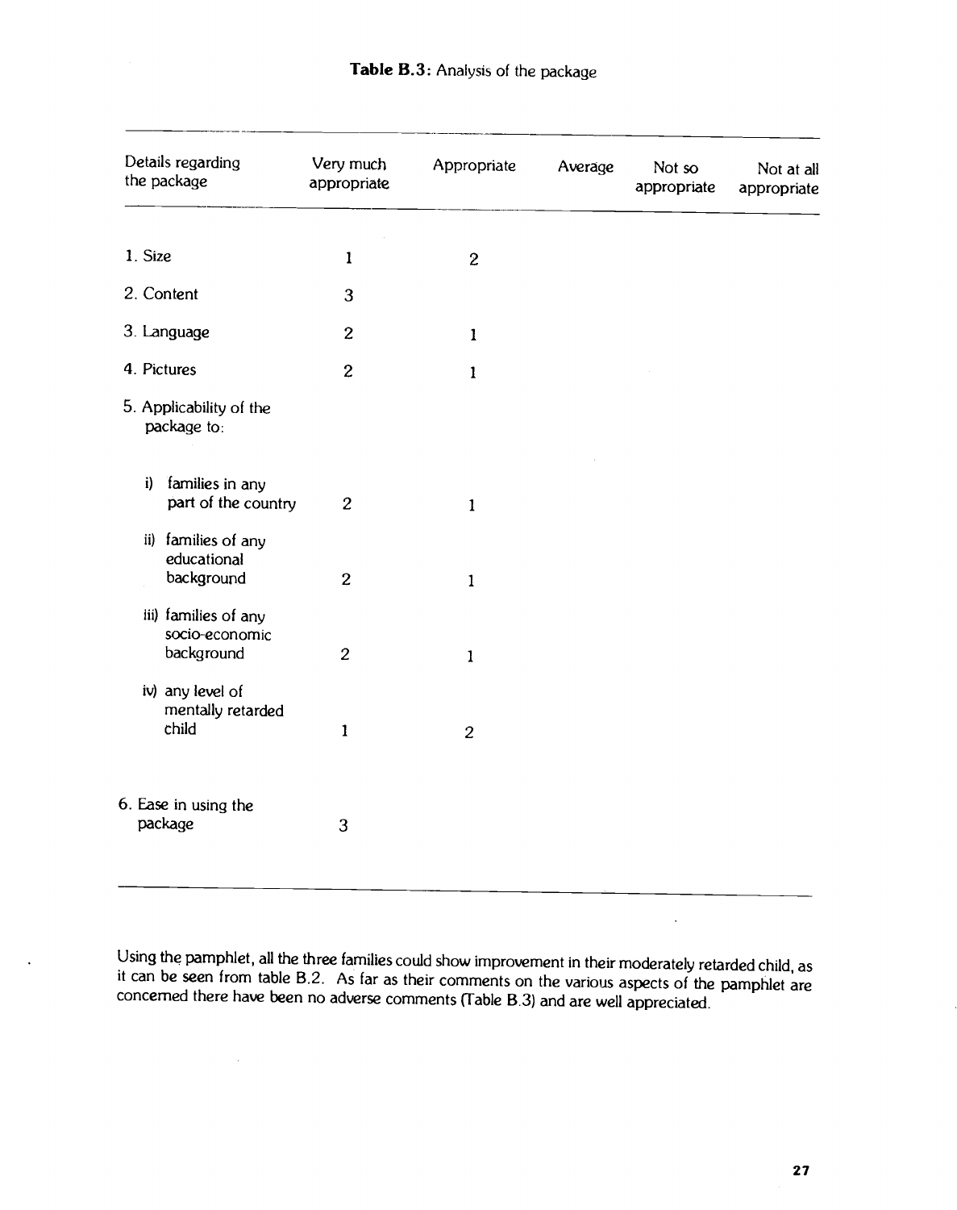**Table B.3:** Analysis of the package

| Details regarding the package | Very much appropriate | Appropriate | Average | Not so appropriate | Not at all appropriate |
|---|---|---|---|---|---|
| 1. Size | 1 | 2 | | | |
| 2. Content | 3 | | | | |
| 3. Language | 2 | 1 | | | |
| 4. Pictures | 2 | 1 | | | |
| 5. Applicability of the package to: | | | | | |
| i) families in any part of the country | 2 | 1 | | | |
| ii) families of any educational background | 2 | 1 | | | |
| iii) families of any socio-economic background | 2 | 1 | | | |
| iv) any level of mentally retarded child | 1 | 2 | | | |
| 6. Ease in using the package | 3 | | | | |

Using the pamphlet, all the three families could show improvement in their moderately retarded child, as it can be seen from table B.2. As far as their comments on the various aspects of the pamphlet are concerned there have been no adverse comments (Table B.3) and are well appreciated.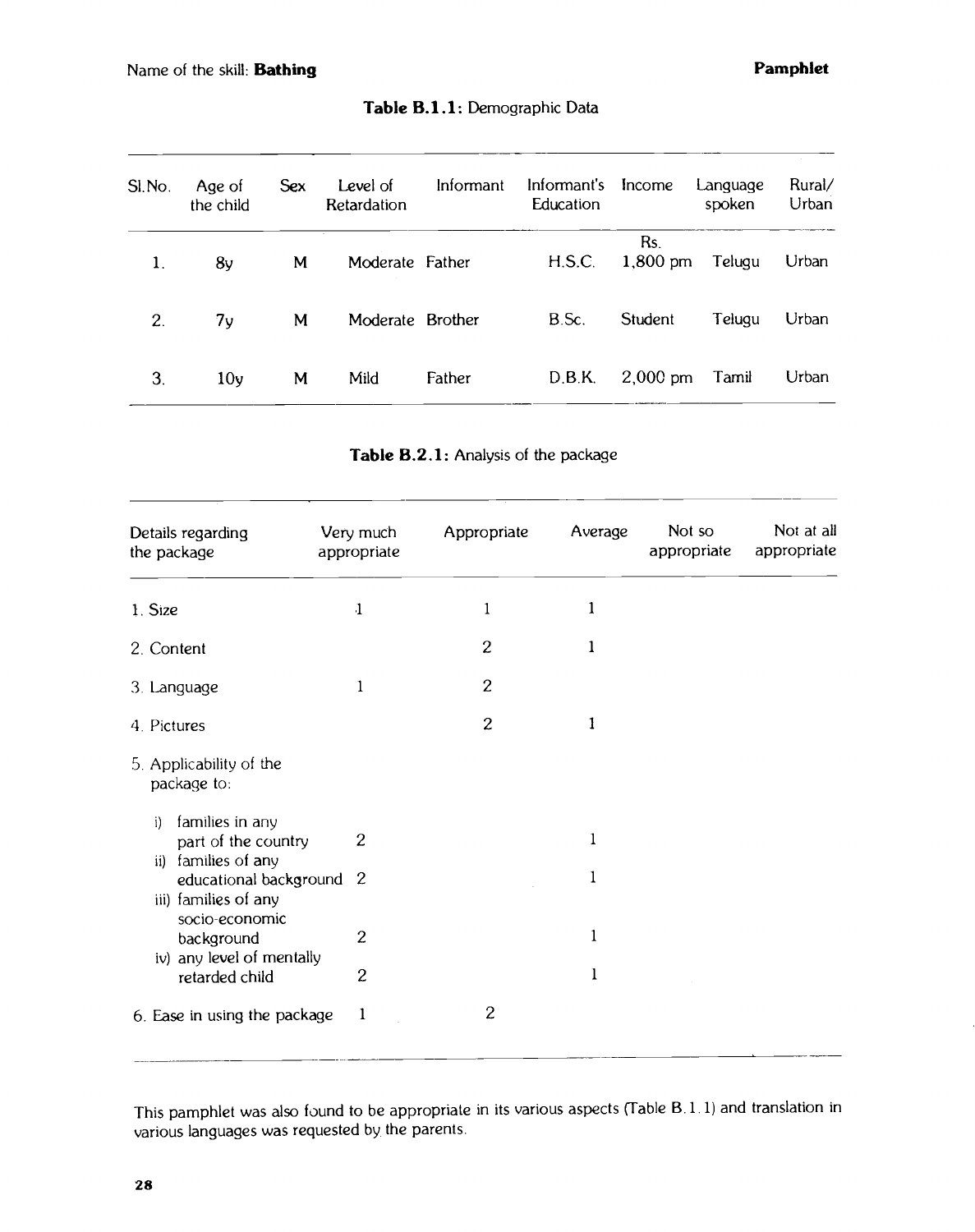Name of the skill: **Bathing** **Pamphlet**

**Table B.1.1:** Demographic Data

| Sl.No. | Age of the child | Sex | Level of Retardation | Informant | Informant's Education | Income | Language spoken | Rural/ Urban |
|---|---|---|---|---|---|---|---|---|
| 1. | 8y | M | Moderate | Father | H.S.C. | Rs. 1,800 pm | Telugu | Urban |
| 2. | 7y | M | Moderate | Brother | B.Sc. | Student | Telugu | Urban |
| 3. | 10y | M | Mild | Father | D.B.K. | 2,000 pm | Tamil | Urban |

**Table B.2.1:** Analysis of the package

| Details regarding the package | Very much appropriate | Appropriate | Average | Not so appropriate | Not at all appropriate |
|---|---|---|---|---|---|
| 1. Size | 1 | 1 | 1 | | |
| 2. Content | | 2 | 1 | | |
| 3. Language | 1 | 2 | | | |
| 4. Pictures | | 2 | 1 | | |
| 5. Applicability of the package to: | | | | | |
| i) families in any part of the country | 2 | | 1 | | |
| ii) families of any educational background | 2 | | 1 | | |
| iii) families of any socio-economic background | 2 | | 1 | | |
| iv) any level of mentally retarded child | 2 | | 1 | | |
| 6. Ease in using the package | 1 | 2 | | | |

This pamphlet was also found to be appropriate in its various aspects (Table B.1.1) and translation in various languages was requested by the parents.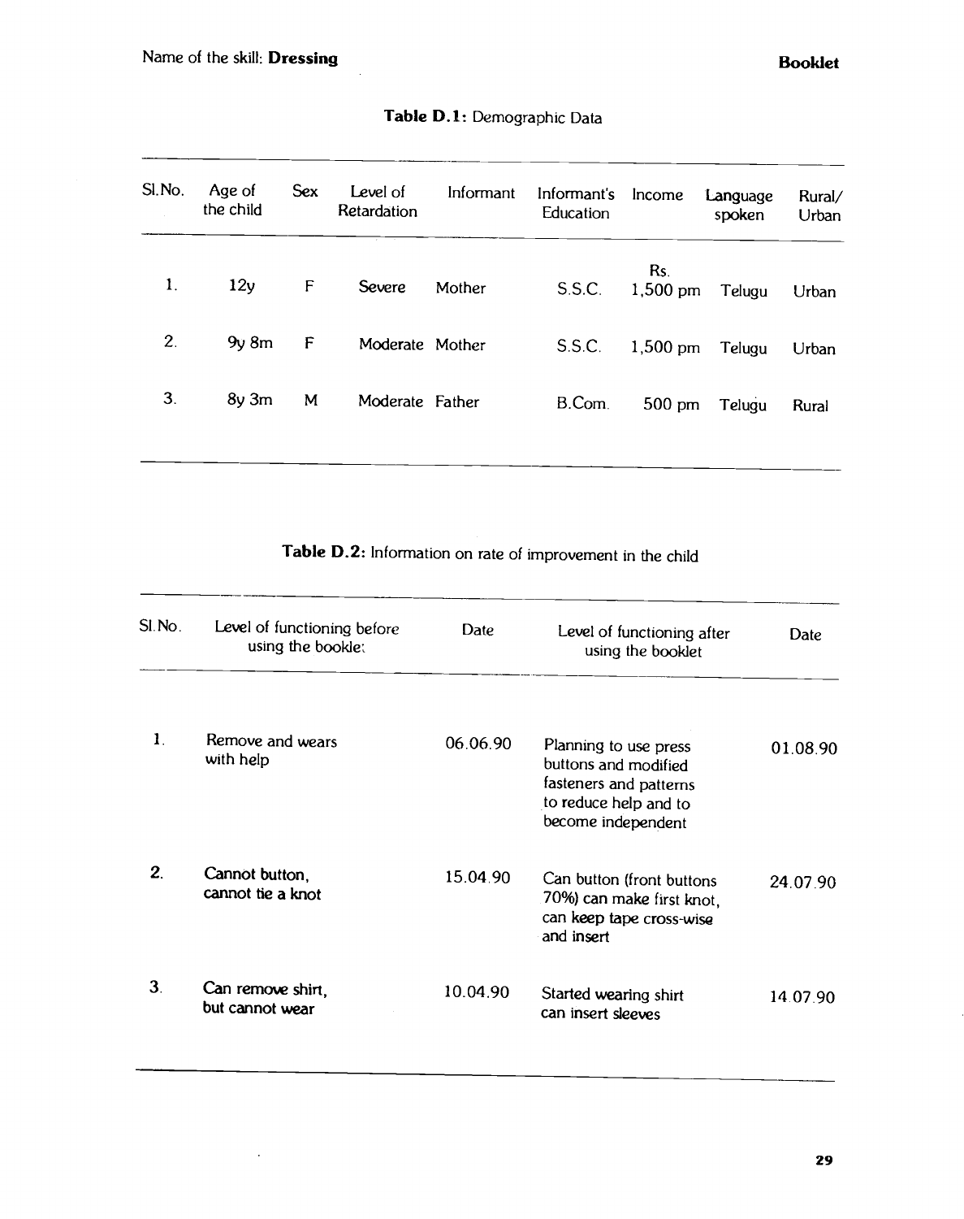Name of the skill: **Dressing**

**Booklet**

**Table D.1:** Demographic Data

| Sl.No. | Age of the child | Sex | Level of Retardation | Informant | Informant's Education | Income | Language spoken | Rural/ Urban |
|---|---|---|---|---|---|---|---|---|
| 1. | 12y | F | Severe | Mother | S.S.C. | Rs. 1,500 pm | Telugu | Urban |
| 2. | 9y 8m | F | Moderate | Mother | S.S.C. | 1,500 pm | Telugu | Urban |
| 3. | 8y 3m | M | Moderate | Father | B.Com. | 500 pm | Telugu | Rural |

**Table D.2:** Information on rate of improvement in the child

| Sl.No. | Level of functioning before using the booklet | Date | Level of functioning after using the booklet | Date |
|---|---|---|---|---|
| 1. | Remove and wears with help | 06.06.90 | Planning to use press buttons and modified fasteners and patterns to reduce help and to become independent | 01.08.90 |
| 2. | Cannot button, cannot tie a knot | 15.04.90 | Can button (front buttons 70%) can make first knot, can keep tape cross-wise and insert | 24.07.90 |
| 3. | Can remove shirt, but cannot wear | 10.04.90 | Started wearing shirt can insert sleeves | 14.07.90 |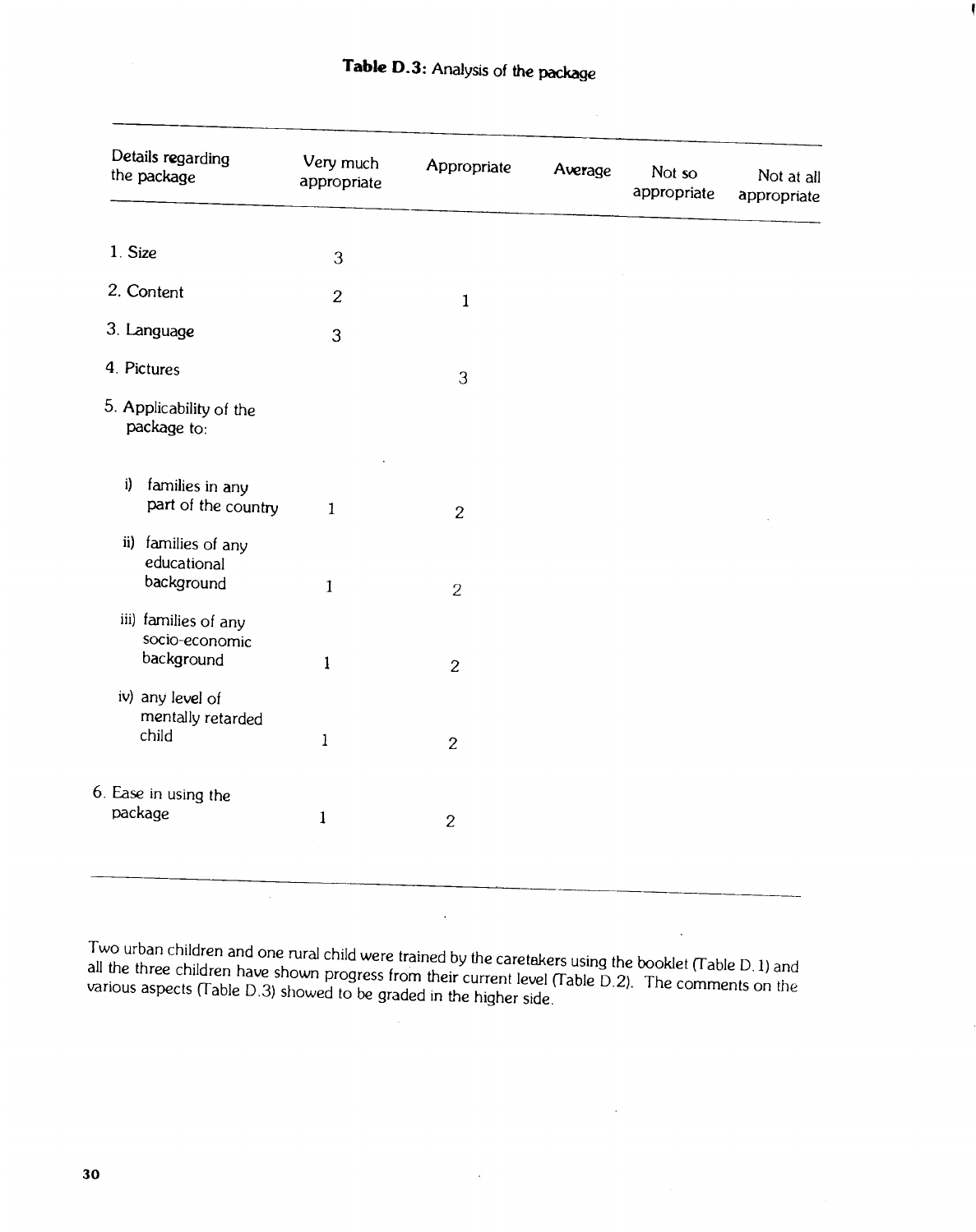**Table D.3:** Analysis of the package

| Details regarding the package | Very much appropriate | Appropriate | Average | Not so appropriate | Not at all appropriate |
|---|---|---|---|---|---|
| 1. Size | 3 | | | | |
| 2. Content | 2 | 1 | | | |
| 3. Language | 3 | | | | |
| 4. Pictures | | 3 | | | |
| 5. Applicability of the package to: | | | | | |
| i) families in any part of the country | 1 | 2 | | | |
| ii) families of any educational background | 1 | 2 | | | |
| iii) families of any socio-economic background | 1 | 2 | | | |
| iv) any level of mentally retarded child | 1 | 2 | | | |
| 6. Ease in using the package | 1 | 2 | | | |

Two urban children and one rural child were trained by the caretakers using the booklet (Table D.1) and all the three children have shown progress from their current level (Table D.2). The comments on the various aspects (Table D.3) showed to be graded in the higher side.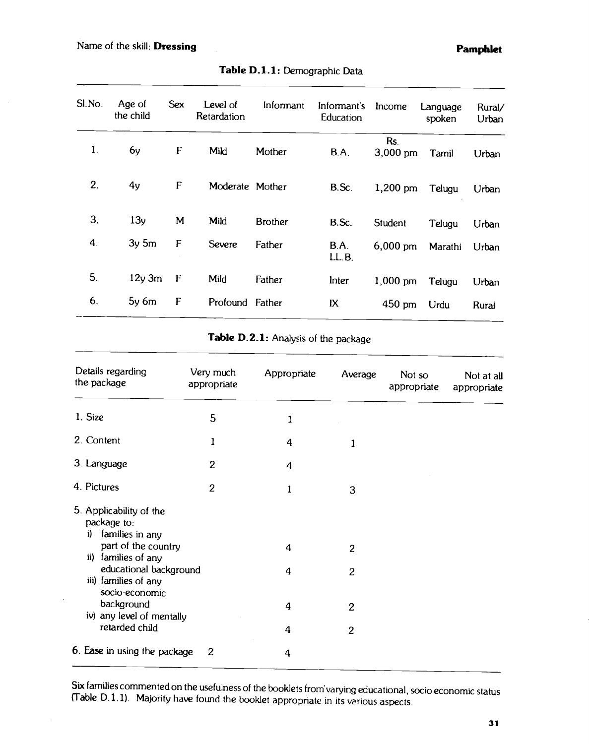Name of the skill: **Dressing** **Pamphlet**

**Table D.1.1:** Demographic Data

| Sl.No. | Age of the child | Sex | Level of Retardation | Informant | Informant's Education | Income | Language spoken | Rural/ Urban |
|---|---|---|---|---|---|---|---|---|
| 1. | 6y | F | Mild | Mother | B.A. | Rs. 3,000 pm | Tamil | Urban |
| 2. | 4y | F | Moderate | Mother | B.Sc. | 1,200 pm | Telugu | Urban |
| 3. | 13y | M | Mild | Brother | B.Sc. | Student | Telugu | Urban |
| 4. | 3y 5m | F | Severe | Father | B.A. LL.B. | 6,000 pm | Marathi | Urban |
| 5. | 12y 3m | F | Mild | Father | Inter | 1,000 pm | Telugu | Urban |
| 6. | 5y 6m | F | Profound | Father | IX | 450 pm | Urdu | Rural |

**Table D.2.1:** Analysis of the package

| Details regarding the package | Very much appropriate | Appropriate | Average | Not so appropriate | Not at all appropriate |
|---|---|---|---|---|---|
| 1. Size | 5 | 1 | | | |
| 2. Content | 1 | 4 | 1 | | |
| 3. Language | 2 | 4 | | | |
| 4. Pictures | 2 | 1 | 3 | | |
| 5. Applicability of the package to: | | | | | |
| i) families in any part of the country | | 4 | 2 | | |
| ii) families of any educational background | | 4 | 2 | | |
| iii) families of any socio-economic background | | 4 | 2 | | |
| iv) any level of mentally retarded child | | 4 | 2 | | |
| 6. Ease in using the package | 2 | 4 | | | |

Six families commented on the usefulness of the booklets from varying educational, socio economic status (Table D.1.1). Majority have found the booklet appropriate in its various aspects.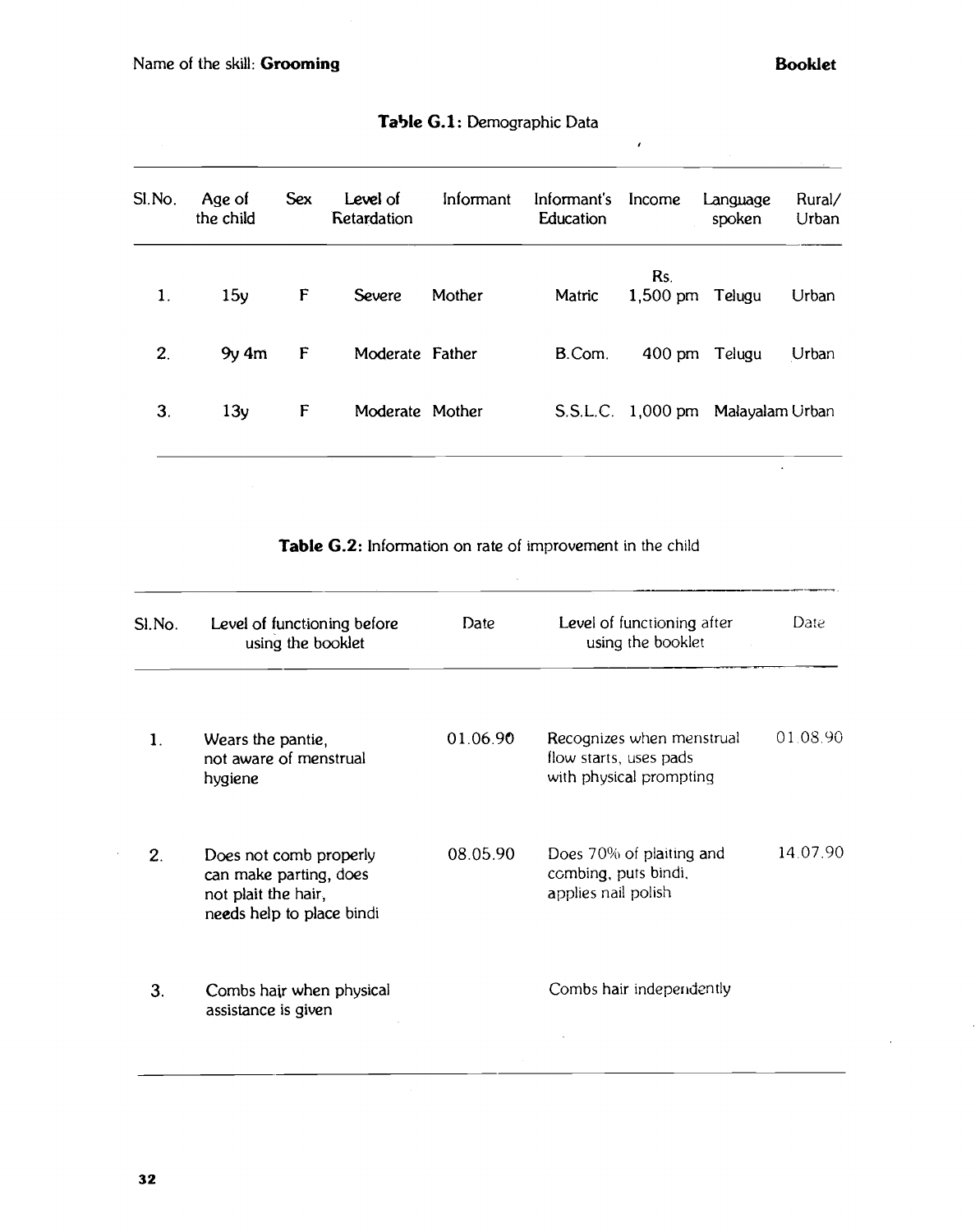Name of the skill: **Grooming** **Booklet**

**Table G.1:** Demographic Data

| Sl.No. | Age of the child | Sex | Level of Retardation | Informant | Informant's Education | Income | Language spoken | Rural/ Urban |
|---|---|---|---|---|---|---|---|---|
| 1. | 15y | F | Severe | Mother | Matric | Rs. 1,500 pm | Telugu | Urban |
| 2. | 9y 4m | F | Moderate | Father | B.Com. | 400 pm | Telugu | Urban |
| 3. | 13y | F | Moderate | Mother | S.S.L.C. | 1,000 pm | Malayalam | Urban |

**Table G.2:** Information on rate of improvement in the child

| Sl.No. | Level of functioning before using the booklet | Date | Level of functioning after using the booklet | Date |
|---|---|---|---|---|
| 1. | Wears the pantie, not aware of menstrual hygiene | 01.06.90 | Recognizes when menstrual flow starts, uses pads with physical prompting | 01.08.90 |
| 2. | Does not comb properly can make parting, does not plait the hair, needs help to place bindi | 08.05.90 | Does 70% of plaiting and combing, puts bindi, applies nail polish | 14.07.90 |
| 3. | Combs hair when physical assistance is given | | Combs hair independently | |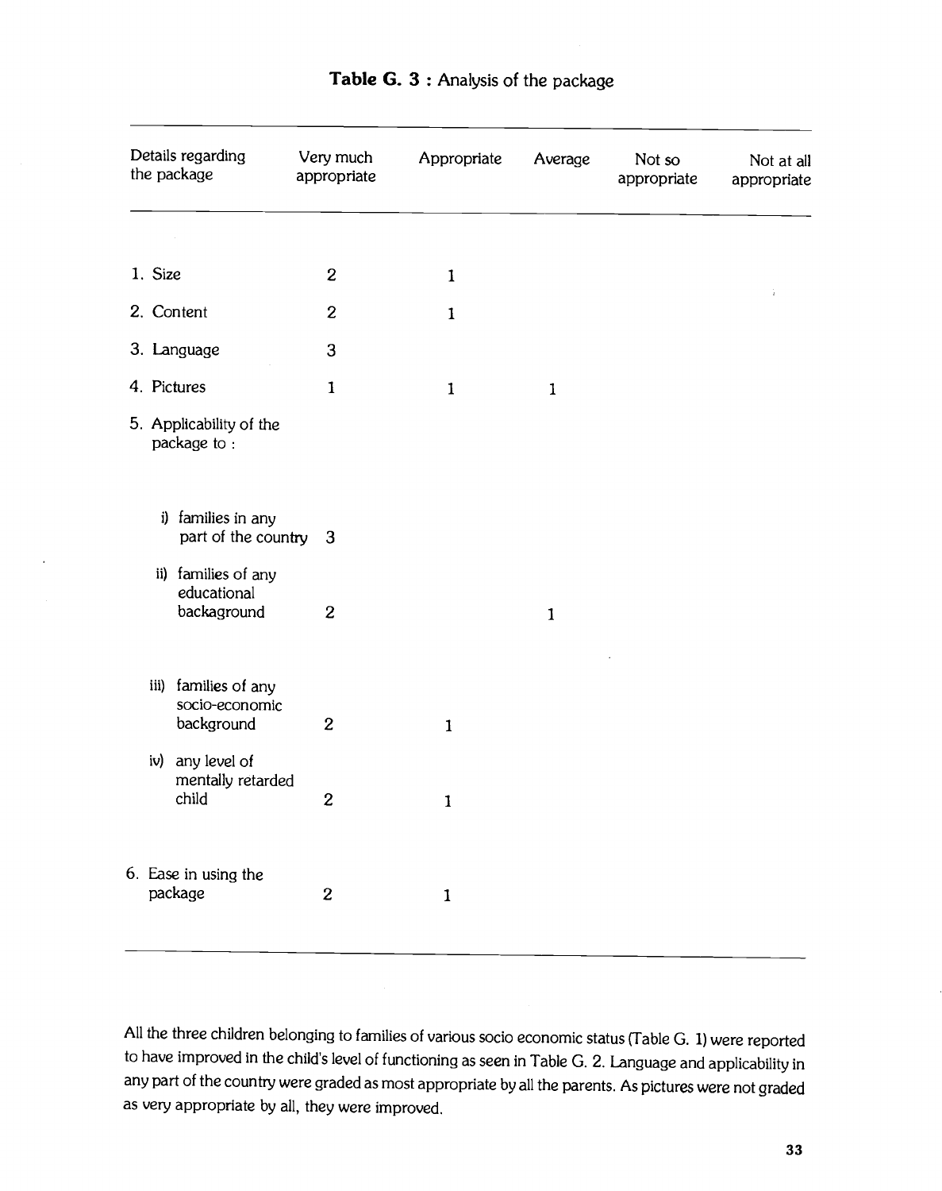**Table G. 3** : Analysis of the package

| Details regarding the package | Very much appropriate | Appropriate | Average | Not so appropriate | Not at all appropriate |
|---|---|---|---|---|---|
| 1. Size | 2 | 1 | | | |
| 2. Content | 2 | 1 | | | |
| 3. Language | 3 | | | | |
| 4. Pictures | 1 | 1 | 1 | | |
| 5. Applicability of the package to : | | | | | |
| i) families in any part of the country | 3 | | | | |
| ii) families of any educational backaground | 2 | | 1 | | |
| iii) families of any socio-economic background | 2 | 1 | | | |
| iv) any level of mentally retarded child | 2 | 1 | | | |
| 6. Ease in using the package | 2 | 1 | | | |

All the three children belonging to families of various socio economic status (Table G. 1) were reported to have improved in the child's level of functioning as seen in Table G. 2. Language and applicability in any part of the country were graded as most appropriate by all the parents. As pictures were not graded as very appropriate by all, they were improved.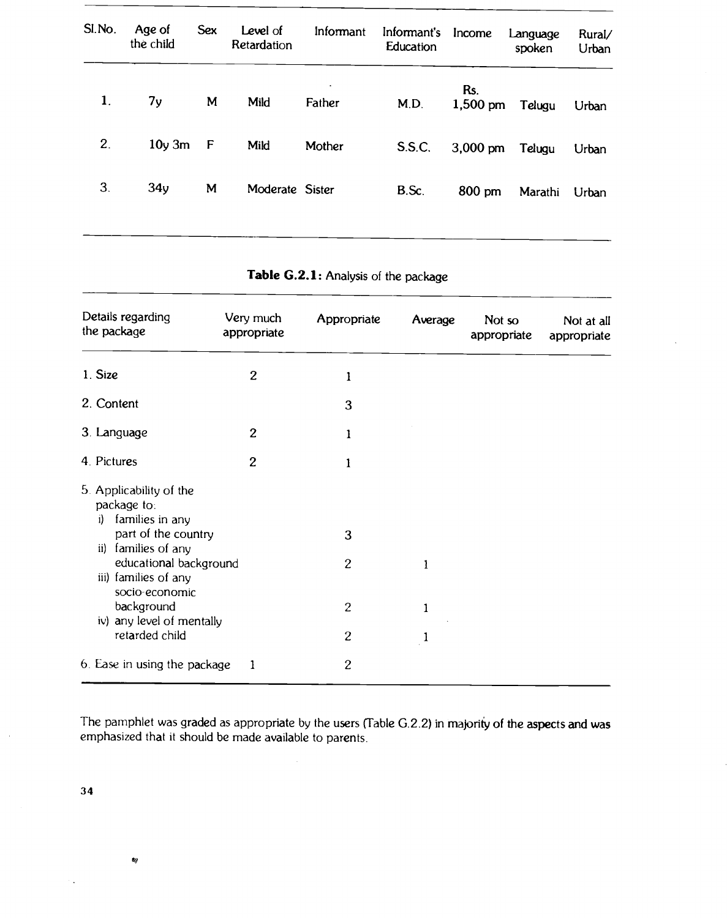| Sl.No. | Age of the child | Sex | Level of Retardation | Informant | Informant's Education | Income | Language spoken | Rural/ Urban |
|---|---|---|---|---|---|---|---|---|
| 1. | 7y | M | Mild | Father | M.D. | Rs. 1,500 pm | Telugu | Urban |
| 2. | 10y 3m | F | Mild | Mother | S.S.C. | 3,000 pm | Telugu | Urban |
| 3. | 34y | M | Moderate | Sister | B.Sc. | 800 pm | Marathi | Urban |

**Table G.2.1:** Analysis of the package

| Details regarding the package | Very much appropriate | Appropriate | Average | Not so appropriate | Not at all appropriate |
|---|---|---|---|---|---|
| 1. Size | 2 | 1 | | | |
| 2. Content | | 3 | | | |
| 3. Language | 2 | 1 | | | |
| 4. Pictures | 2 | 1 | | | |
| 5. Applicability of the package to: | | | | | |
| i) families in any part of the country | | 3 | | | |
| ii) families of any educational background | | 2 | 1 | | |
| iii) families of any socio-economic background | | 2 | 1 | | |
| iv) any level of mentally retarded child | | 2 | 1 | | |
| 6. Ease in using the package | 1 | 2 | | | |

The pamphlet was graded as appropriate by the users (Table G.2.2) in majority of the aspects and was emphasized that it should be made available to parents.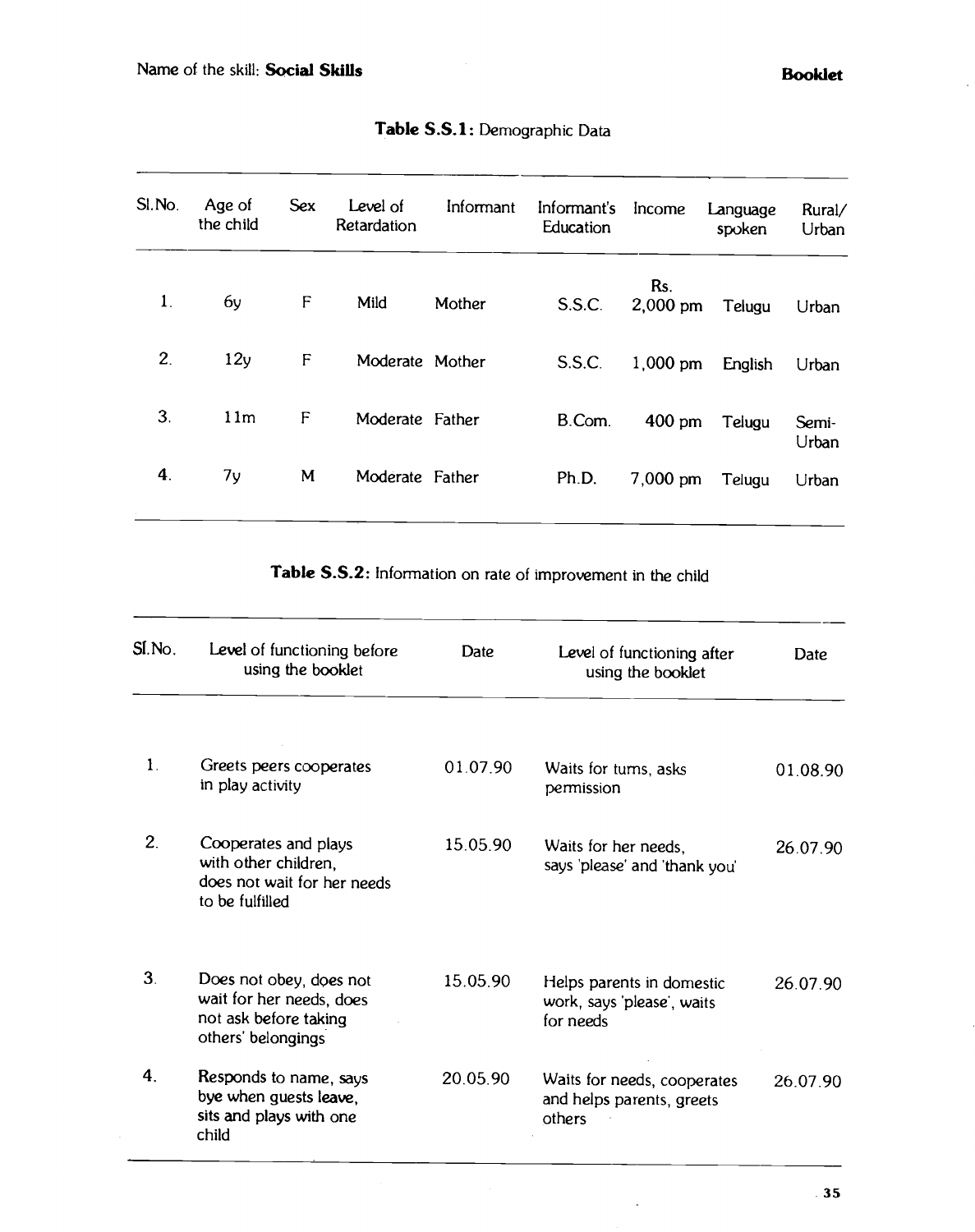Name of the skill: **Social Skills**

**Booklet**

**Table S.S.1:** Demographic Data

| Sl.No. | Age of the child | Sex | Level of Retardation | Informant | Informant's Education | Income | Language spoken | Rural/ Urban |
|---|---|---|---|---|---|---|---|---|
| 1. | 6y | F | Mild | Mother | S.S.C. | Rs. 2,000 pm | Telugu | Urban |
| 2. | 12y | F | Moderate | Mother | S.S.C. | 1,000 pm | English | Urban |
| 3. | 11m | F | Moderate | Father | B.Com. | 400 pm | Telugu | Semi-Urban |
| 4. | 7y | M | Moderate | Father | Ph.D. | 7,000 pm | Telugu | Urban |

**Table S.S.2:** Information on rate of improvement in the child

| Sl.No. | Level of functioning before using the booklet | Date | Level of functioning after using the booklet | Date |
|---|---|---|---|---|
| 1. | Greets peers cooperates in play activity | 01.07.90 | Waits for turns, asks permission | 01.08.90 |
| 2. | Cooperates and plays with other children, does not wait for her needs to be fulfilled | 15.05.90 | Waits for her needs, says 'please' and 'thank you' | 26.07.90 |
| 3. | Does not obey, does not wait for her needs, does not ask before taking others' belongings | 15.05.90 | Helps parents in domestic work, says 'please', waits for needs | 26.07.90 |
| 4. | Responds to name, says bye when guests leave, sits and plays with one child | 20.05.90 | Waits for needs, cooperates and helps parents, greets others | 26.07.90 |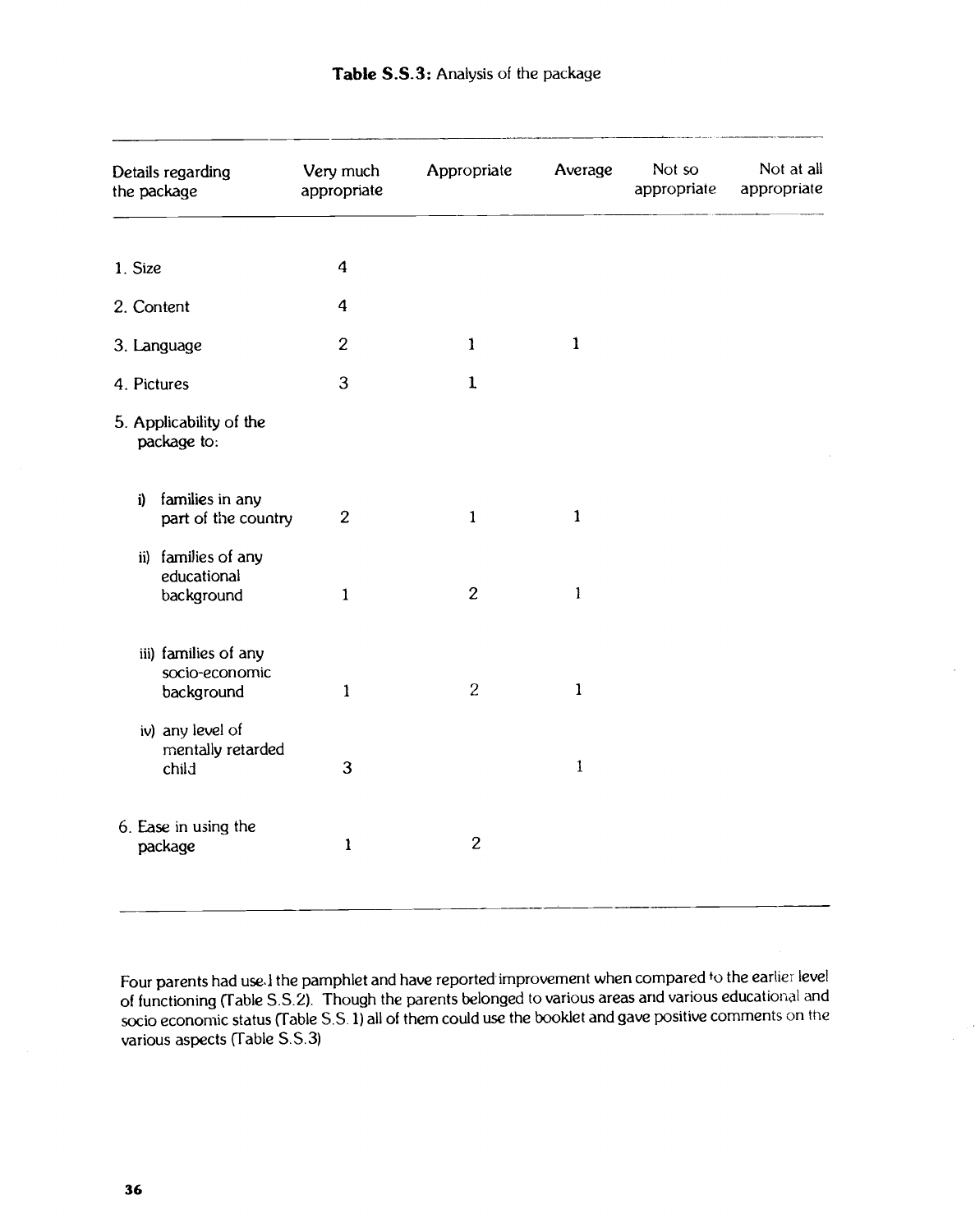**Table S.S.3:** Analysis of the package

| Details regarding the package | Very much appropriate | Appropriate | Average | Not so appropriate | Not at all appropriate |
|---|---|---|---|---|---|
| 1. Size | 4 | | | | |
| 2. Content | 4 | | | | |
| 3. Language | 2 | 1 | 1 | | |
| 4. Pictures | 3 | 1 | | | |
| 5. Applicability of the package to: | | | | | |
| i) families in any part of the country | 2 | 1 | 1 | | |
| ii) families of any educational background | 1 | 2 | 1 | | |
| iii) families of any socio-economic background | 1 | 2 | 1 | | |
| iv) any level of mentally retarded child | 3 | | 1 | | |
| 6. Ease in using the package | 1 | 2 | | | |

Four parents had used the pamphlet and have reported improvement when compared to the earlier level of functioning (Table S.S.2). Though the parents belonged to various areas and various educational and socio economic status (Table S.S. 1) all of them could use the booklet and gave positive comments on the various aspects (Table S.S.3)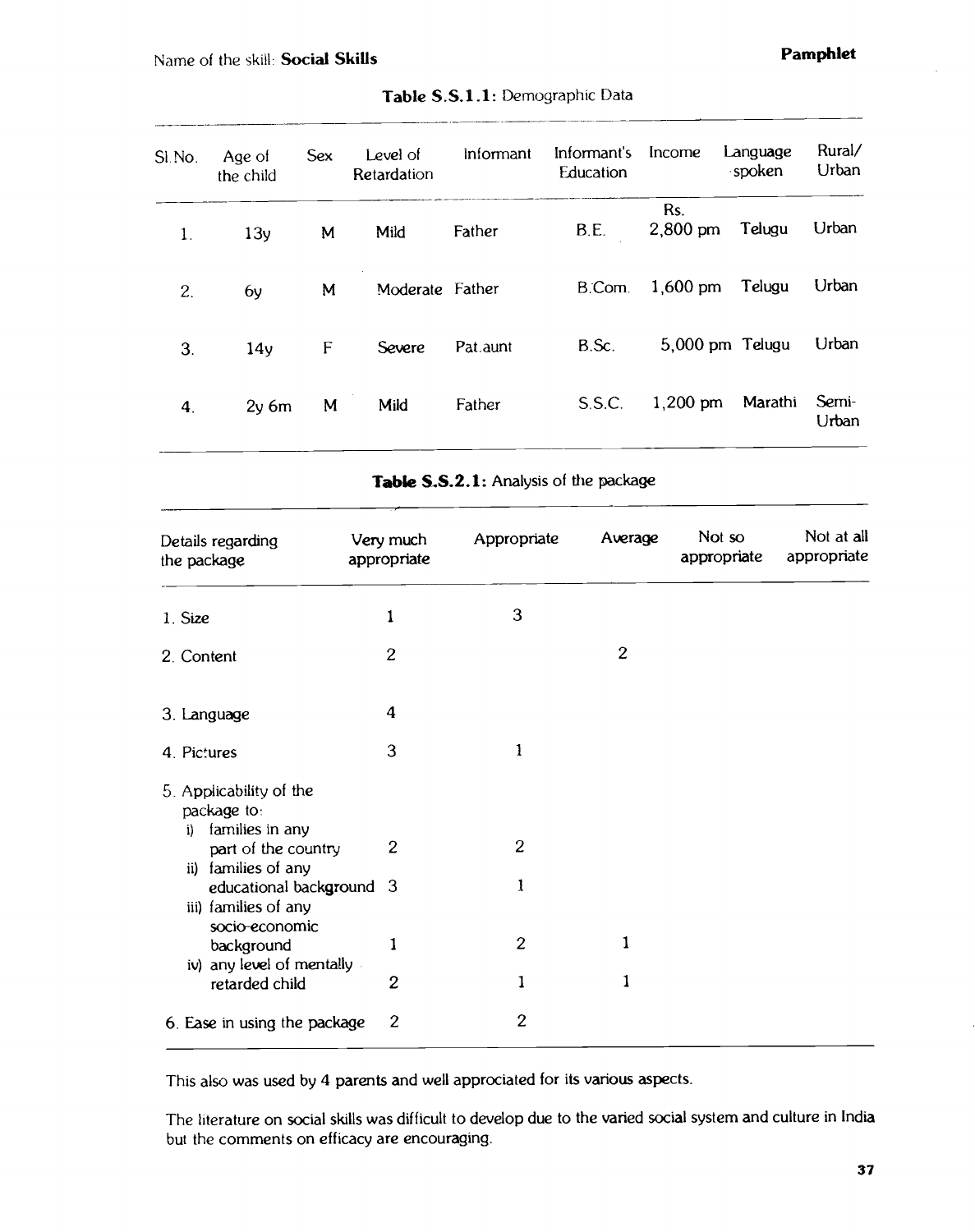Name of the skill: **Social Skills** **Pamphlet**

**Table S.S.1.1:** Demographic Data

| Sl.No. | Age of the child | Sex | Level of Retardation | Informant | Informant's Education | Income | Language spoken | Rural/ Urban |
|---|---|---|---|---|---|---|---|---|
| 1. | 13y | M | Mild | Father | B.E. | Rs. 2,800 pm | Telugu | Urban |
| 2. | 6y | M | Moderate | Father | B.Com. | 1,600 pm | Telugu | Urban |
| 3. | 14y | F | Severe | Pat.aunt | B.Sc. | 5,000 pm | Telugu | Urban |
| 4. | 2y 6m | M | Mild | Father | S.S.C. | 1,200 pm | Marathi | Semi-Urban |

**Table S.S.2.1:** Analysis of the package

| Details regarding the package | Very much appropriate | Appropriate | Average | Not so appropriate | Not at all appropriate |
|---|---|---|---|---|---|
| 1. Size | 1 | 3 | | | |
| 2. Content | 2 | | 2 | | |
| 3. Language | 4 | | | | |
| 4. Pictures | 3 | 1 | | | |
| 5. Applicability of the package to: | | | | | |
| i) families in any part of the country | 2 | 2 | | | |
| ii) families of any educational background | 3 | 1 | | | |
| iii) families of any socio-economic background | 1 | 2 | 1 | | |
| iv) any level of mentally retarded child | 2 | 1 | 1 | | |
| 6. Ease in using the package | 2 | 2 | | | |

This also was used by 4 parents and well approciated for its various aspects.

The literature on social skills was difficult to develop due to the varied social system and culture in India but the comments on efficacy are encouraging.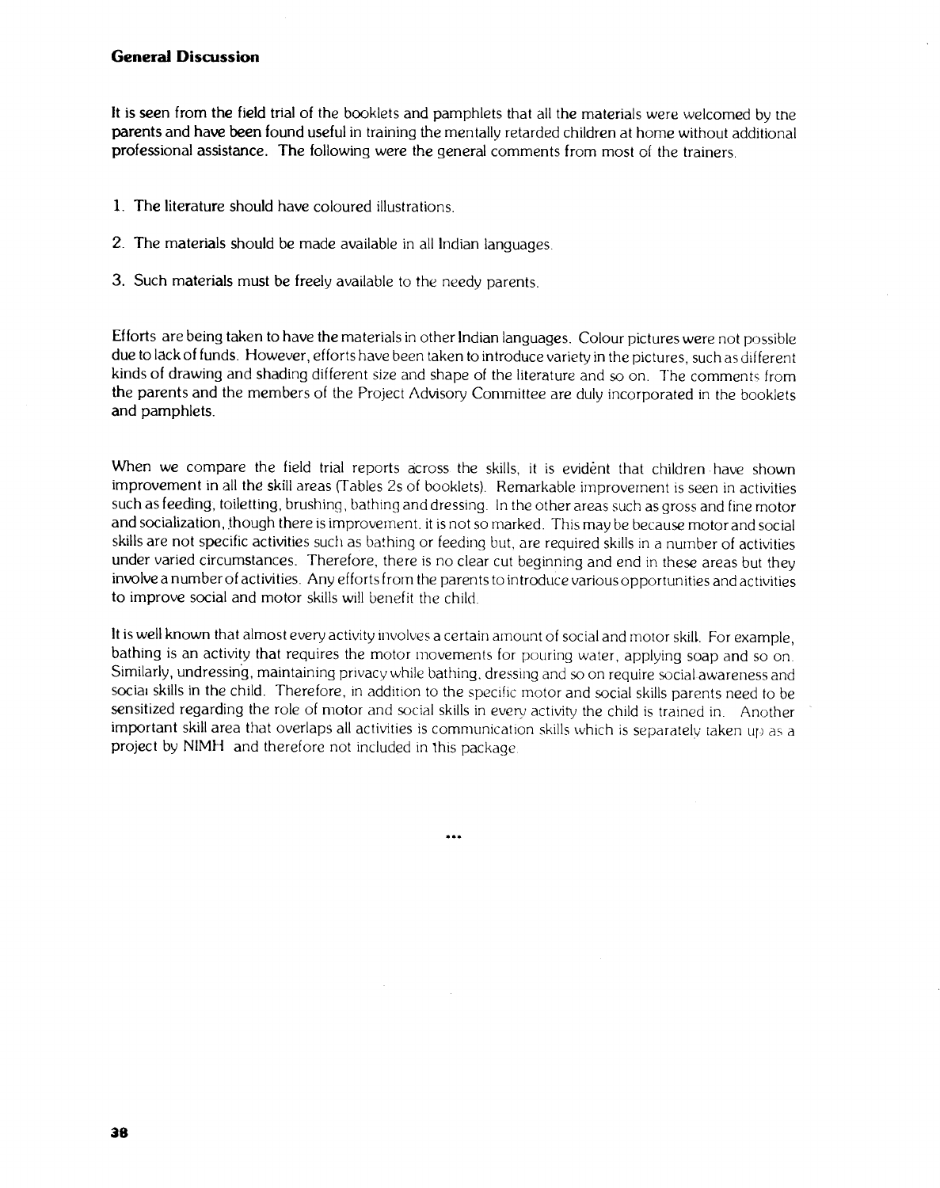## General Discussion

It is seen from the field trial of the booklets and pamphlets that all the materials were welcomed by the parents and have been found useful in training the mentally retarded children at home without additional professional assistance. The following were the general comments from most of the trainers.

1. The literature should have coloured illustrations.
2. The materials should be made available in all Indian languages.
3. Such materials must be freely available to the needy parents.

Efforts are being taken to have the materials in other Indian languages. Colour pictures were not possible due to lack of funds. However, efforts have been taken to introduce variety in the pictures, such as different kinds of drawing and shading different size and shape of the literature and so on. The comments from the parents and the members of the Project Advisory Committee are duly incorporated in the booklets and pamphlets.

When we compare the field trial reports across the skills, it is evident that children have shown improvement in all the skill areas (Tables 2s of booklets). Remarkable improvement is seen in activities such as feeding, toiletting, brushing, bathing and dressing. In the other areas such as gross and fine motor and socialization, though there is improvement, it is not so marked. This may be because motor and social skills are not specific activities such as bathing or feeding but, are required skills in a number of activities under varied circumstances. Therefore, there is no clear cut beginning and end in these areas but they involve a number of activities. Any efforts from the parents to introduce various opportunities and activities to improve social and motor skills will benefit the child.

It is well known that almost every activity involves a certain amount of social and motor skill. For example, bathing is an activity that requires the motor movements for pouring water, applying soap and so on. Similarly, undressing, maintaining privacy while bathing, dressing and so on require social awareness and social skills in the child. Therefore, in addition to the specific motor and social skills parents need to be sensitized regarding the role of motor and social skills in every activity the child is trained in. Another important skill area that overlaps all activities is communication skills which is separately taken up as a project by NIMH and therefore not included in this package.

...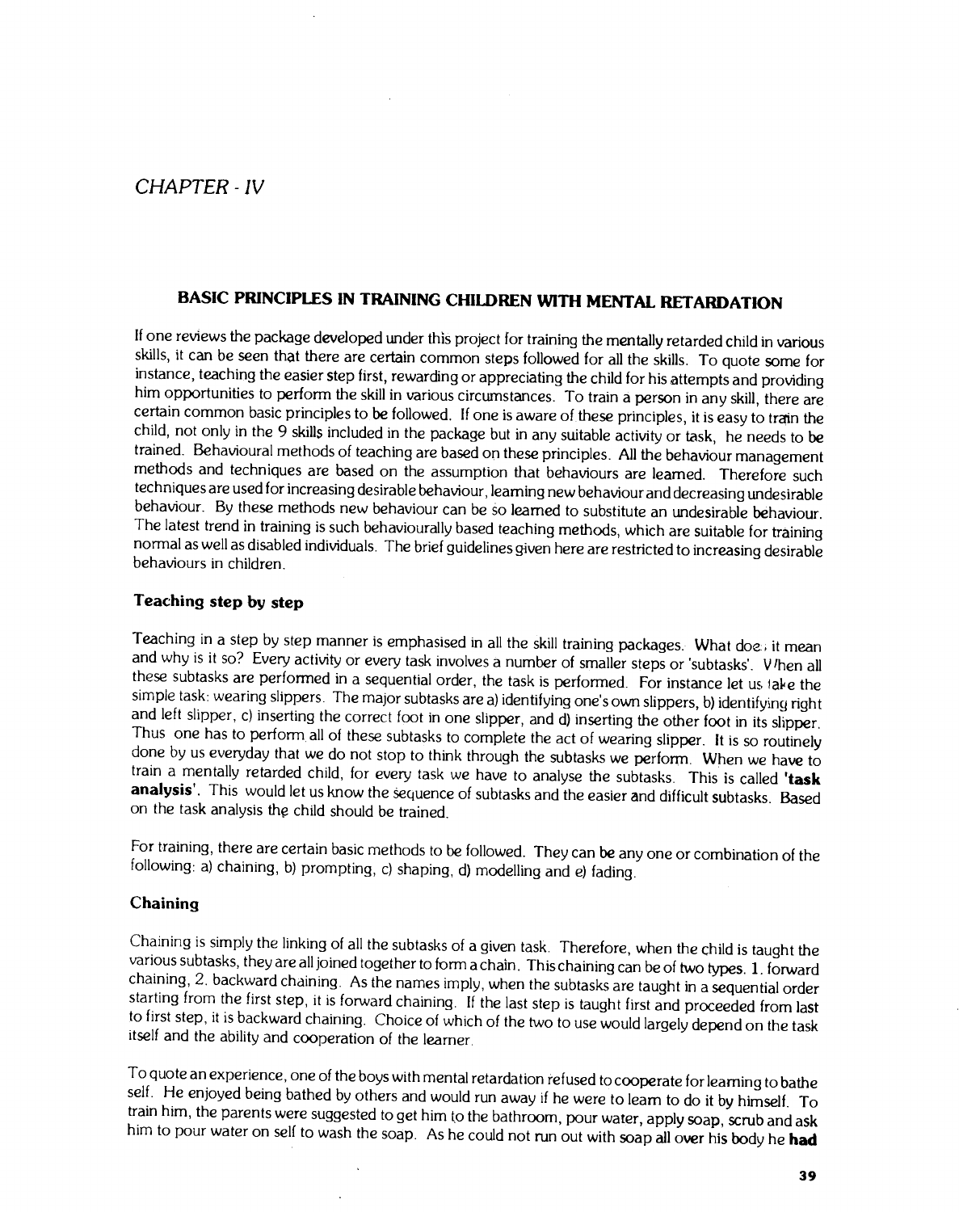# CHAPTER - IV

## BASIC PRINCIPLES IN TRAINING CHILDREN WITH MENTAL RETARDATION

If one reviews the package developed under this project for training the mentally retarded child in various skills, it can be seen that there are certain common steps followed for all the skills. To quote some for instance, teaching the easier step first, rewarding or appreciating the child for his attempts and providing him opportunities to perform the skill in various circumstances. To train a person in any skill, there are certain common basic principles to be followed. If one is aware of these principles, it is easy to train the child, not only in the 9 skills included in the package but in any suitable activity or task, he needs to be trained. Behavioural methods of teaching are based on these principles. All the behaviour management methods and techniques are based on the assumption that behaviours are learned. Therefore such techniques are used for increasing desirable behaviour, learning new behaviour and decreasing undesirable behaviour. By these methods new behaviour can be so learned to substitute an undesirable behaviour. The latest trend in training is such behaviourally based teaching methods, which are suitable for training normal as well as disabled individuals. The brief guidelines given here are restricted to increasing desirable behaviours in children.

### Teaching step by step

Teaching in a step by step manner is emphasised in all the skill training packages. What does it mean and why is it so? Every activity or every task involves a number of smaller steps or 'subtasks'. When all these subtasks are performed in a sequential order, the task is performed. For instance let us take the simple task: wearing slippers. The major subtasks are a) identifying one's own slippers, b) identifying right and left slipper, c) inserting the correct foot in one slipper, and d) inserting the other foot in its slipper. Thus one has to perform all of these subtasks to complete the act of wearing slipper. It is so routinely done by us everyday that we do not stop to think through the subtasks we perform. When we have to train a mentally retarded child, for every task we have to analyse the subtasks. This is called **'task analysis'**. This would let us know the sequence of subtasks and the easier and difficult subtasks. Based on the task analysis the child should be trained.

For training, there are certain basic methods to be followed. They can be any one or combination of the following: a) chaining, b) prompting, c) shaping, d) modelling and e) fading.

### Chaining

Chaining is simply the linking of all the subtasks of a given task. Therefore, when the child is taught the various subtasks, they are all joined together to form a chain. This chaining can be of two types. 1. forward chaining, 2. backward chaining. As the names imply, when the subtasks are taught in a sequential order starting from the first step, it is forward chaining. If the last step is taught first and proceeded from last to first step, it is backward chaining. Choice of which of the two to use would largely depend on the task itself and the ability and cooperation of the learner.

To quote an experience, one of the boys with mental retardation refused to cooperate for learning to bathe self. He enjoyed being bathed by others and would run away if he were to learn to do it by himself. To train him, the parents were suggested to get him to the bathroom, pour water, apply soap, scrub and ask him to pour water on self to wash the soap. As he could not run out with soap all over his body he **had**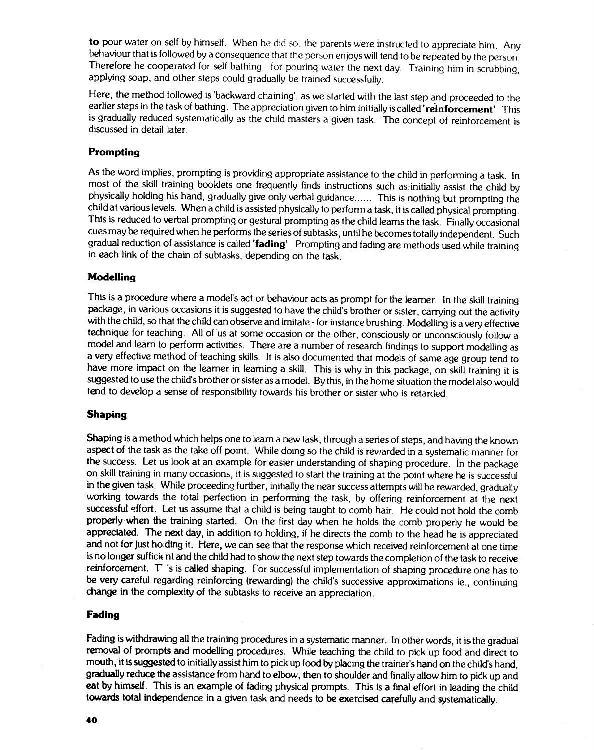**to** pour water on self by himself. When he did so, the parents were instructed to appreciate him. Any behaviour that is followed by a consequence that the person enjoys will tend to be repeated by the person. Therefore he cooperated for self bathing - for pouring water the next day. Training him in scrubbing, applying soap, and other steps could gradually be trained successfully.

Here, the method followed is 'backward chaining', as we started with the last step and proceeded to the earlier steps in the task of bathing. The appreciation given to him initially is called **'reinforcement'** This is gradually reduced systematically as the child masters a given task. The concept of reinforcement is discussed in detail later.

### Prompting

As the word implies, prompting is providing appropriate assistance to the child in performing a task. In most of the skill training booklets one frequently finds instructions such as:initially assist the child by physically holding his hand, gradually give only verbal guidance...... This is nothing but prompting the child at various levels. When a child is assisted physically to perform a task, it is called physical prompting. This is reduced to verbal prompting or gestural prompting as the child learns the task. Finally occasional cues may be required when he performs the series of subtasks, until he becomes totally independent. Such gradual reduction of assistance is called **'fading'** Prompting and fading are methods used while training in each link of the chain of subtasks, depending on the task.

### Modelling

This is a procedure where a model's act or behaviour acts as prompt for the learner. In the skill training package, in various occasions it is suggested to have the child's brother or sister, carrying out the activity with the child, so that the child can observe and imitate - for instance brushing. Modelling is a very effective technique for teaching. All of us at some occasion or the other, consciously or unconsciously follow a model and learn to perform activities. There are a number of research findings to support modelling as a very effective method of teaching skills. It is also documented that models of same age group tend to have more impact on the learner in learning a skill. This is why in this package, on skill training it is suggested to use the child's brother or sister as a model. By this, in the home situation the model also would tend to develop a sense of responsibility towards his brother or sister who is retarded.

### Shaping

Shaping is a method which helps one to learn a new task, through a series of steps, and having the known aspect of the task as the take off point. While doing so the child is rewarded in a systematic manner for the success. Let us look at an example for easier understanding of shaping procedure. In the package on skill training in many occasions, it is suggested to start the training at the point where he is successful in the given task. While proceeding further, initially the near success attempts will be rewarded, gradually working towards the total perfection in performing the task, by offering reinforcement at the next successful effort. Let us assume that a child is being taught to comb hair. He could not hold the comb properly when the training started. On the first day when he holds the comb properly he would be appreciated. The next day, in addition to holding, if he directs the comb to the head he is appreciated and not for just holding it. Here, we can see that the response which received reinforcement at one time is no longer sufficient and the child had to show the next step towards the completion of the task to receive reinforcement. This is called shaping. For successful implementation of shaping procedure one has to be very careful regarding reinforcing (rewarding) the child's successive approximations ie., continuing change in the complexity of the subtasks to receive an appreciation.

### Fading

Fading is withdrawing all the training procedures in a systematic manner. In other words, it is the gradual removal of prompts and modelling procedures. While teaching the child to pick up food and direct to mouth, it is suggested to initially assist him to pick up food by placing the trainer's hand on the child's hand, gradually reduce the assistance from hand to elbow, then to shoulder and finally allow him to pick up and eat by himself. This is an example of fading physical prompts. This is a final effort in leading the child towards total independence in a given task and needs to be exercised carefully and systematically.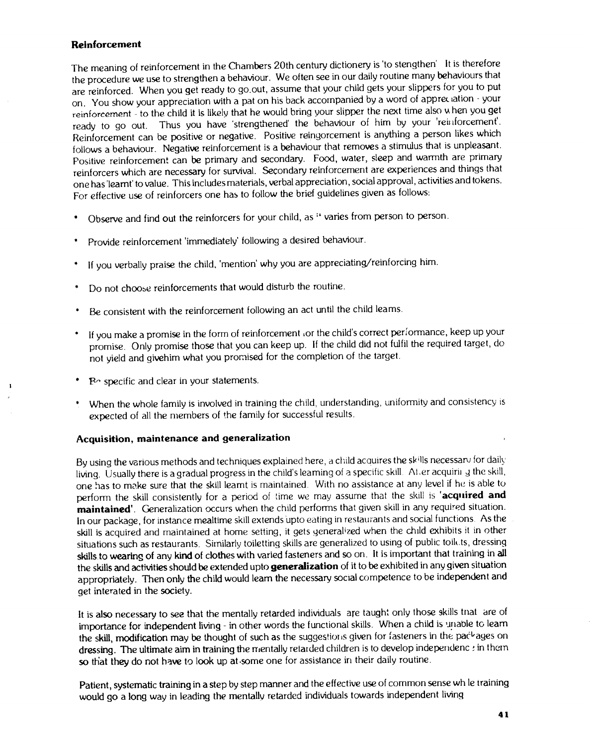### Reinforcement

The meaning of reinforcement in the Chambers 20th century dictionery is 'to stengthen' It is therefore the procedure we use to strengthen a behaviour. We often see in our daily routine many behaviours that are reinforced. When you get ready to go out, assume that your child gets your slippers for you to put on. You show your appreciation with a pat on his back accompanied by a word of appreciation - your reinforcement - to the child it is likely that he would bring your slipper the next time also when you get ready to go out. Thus you have 'strengthened' the behaviour of him by your 'reinforcement'. Reinforcement can be positive or negative. Positive reingorcement is anything a person likes which follows a behaviour. Negative reinforcement is a behaviour that removes a stimulus that is unpleasant. Positive reinforcement can be primary and secondary. Food, water, sleep and warmth are primary reinforcers which are necessary for survival. Secondary reinforcement are experiences and things that one has 'learnt' to value. This includes materials, verbal appreciation, social approval, activities and tokens. For effective use of reinforcers one has to follow the brief guidelines given as follows:

- Observe and find out the reinforcers for your child, as it varies from person to person.
- Provide reinforcement 'immediately' following a desired behaviour.
- If you verbally praise the child, 'mention' why you are appreciating/reinforcing him.
- Do not choose reinforcements that would disturb the routine.
- Be consistent with the reinforcement following an act until the child learns.
- If you make a promise in the form of reinforcement for the child's correct performance, keep up your promise. Only promise those that you can keep up. If the child did not fulfil the required target, do not yield and givehim what you promised for the completion of the target.
- Be specific and clear in your statements.
- When the whole family is involved in training the child, understanding, uniformity and consistency is expected of all the members of the family for successful results.

### Acquisition, maintenance and generalization

By using the various methods and techniques explained here, a child acquires the skills necessary for daily living. Usually there is a gradual progress in the child's learning of a specific skill. After acquiring the skill, one has to make sure that the skill learnt is maintained. With no assistance at any level if he is able to perform the skill consistently for a period of time we may assume that the skill is **'acquired and maintained'**. Generalization occurs when the child performs that given skill in any required situation. In our package, for instance mealtime skill extends upto eating in restaurants and social functions. As the skill is acquired and maintained at home setting, it gets generalized when the child exhibits it in other situations such as restaurants. Similarly toiletting skills are generalized to using of public toilets, dressing skills to wearing of any kind of clothes with varied fasteners and so on. It is important that training in all the skills and activities should be extended upto **generalization** of it to be exhibited in any given situation appropriately. Then only the child would learn the necessary social competence to be independent and get interated in the society.

It is also necessary to see that the mentally retarded individuals are taught only those skills that are of importance for independent living - in other words the functional skills. When a child is unable to learn the skill, modification may be thought of such as the suggestions given for fasteners in the packages on dressing. The ultimate aim in training the mentally retarded children is to develop independence in them so that they do not have to look up at some one for assistance in their daily routine.

Patient, systematic training in a step by step manner and the effective use of common sense while training would go a long way in leading the mentally retarded individuals towards independent living